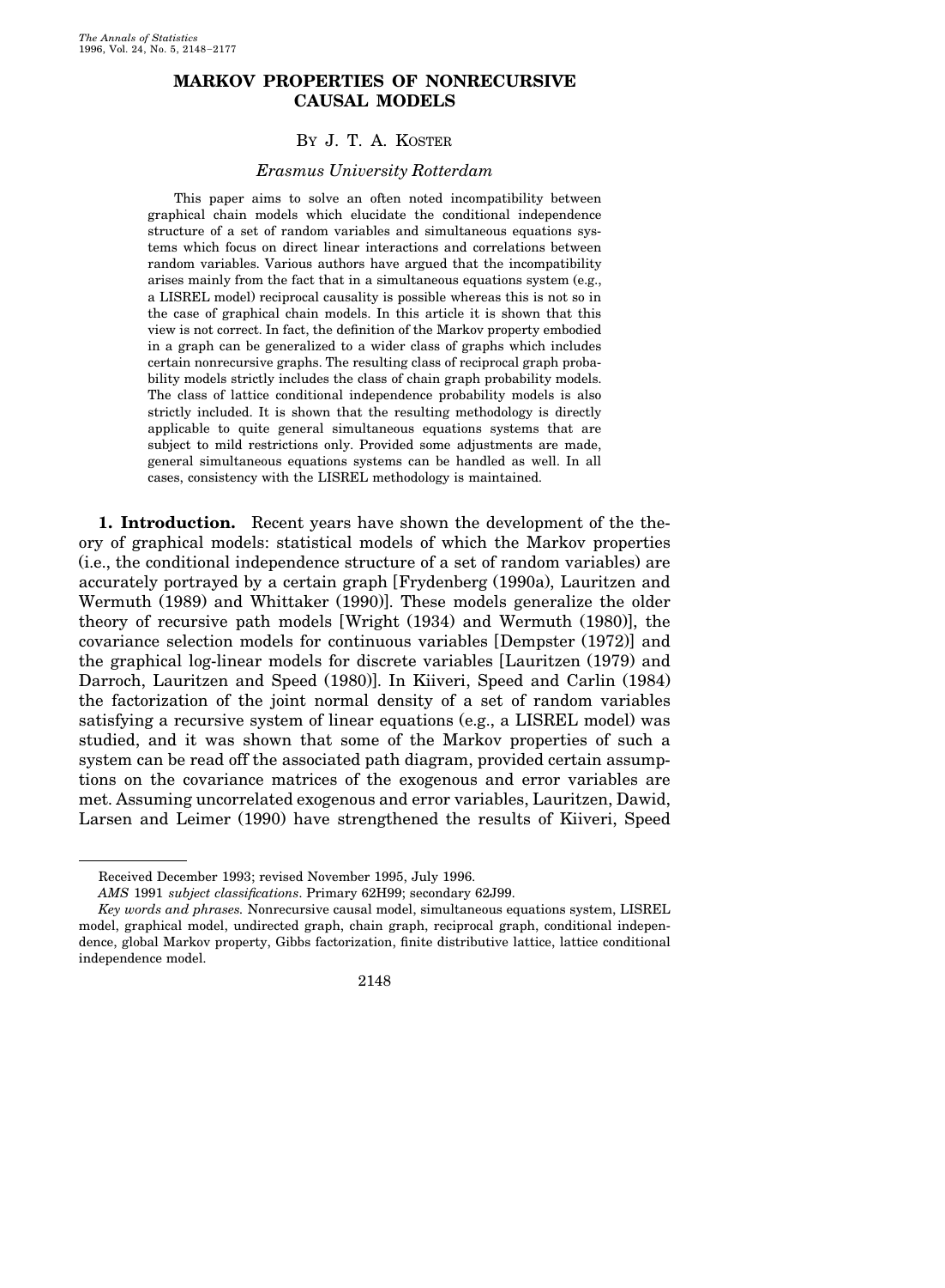# MARKOV PROPERTIES OF NONRECURSIVE CAUSAL MODELS

BY J. T. A. KOSTER

*Erasmus University Rotterdam*

This paper aims to solve an often noted incompatibility between graphical chain models which elucidate the conditional independence structure of a set of random variables and simultaneous equations systems which focus on direct linear interactions and correlations between random variables. Various authors have argued that the incompatibility arises mainly from the fact that in a simultaneous equations system (e.g., a LISREL model) reciprocal causality is possible whereas this is not so in the case of graphical chain models. In this article it is shown that this view is not correct. In fact, the definition of the Markov property embodied in a graph can be generalized to a wider class of graphs which includes certain nonrecursive graphs. The resulting class of reciprocal graph probability models strictly includes the class of chain graph probability models. The class of lattice conditional independence probability models is also strictly included. It is shown that the resulting methodology is directly applicable to quite general simultaneous equations systems that are subject to mild restrictions only. Provided some adjustments are made, general simultaneous equations systems can be handled as well. In all cases, consistency with the LISREL methodology is maintained.

**1. Introduction.** Recent years have shown the development of the theory of graphical models: statistical models of which the Markov properties (i.e., the conditional independence structure of a set of random variables) are accurately portrayed by a certain graph [Frydenberg (1990a), Lauritzen and Wermuth (1989) and Whittaker (1990)]. These models generalize the older theory of recursive path models [Wright (1934) and Wermuth (1980)], the covariance selection models for continuous variables [Dempster (1972)] and the graphical log-linear models for discrete variables [Lauritzen (1979) and Darroch, Lauritzen and Speed (1980)]. In Kiiveri, Speed and Carlin (1984) the factorization of the joint normal density of a set of random variables satisfying a recursive system of linear equations (e.g., a LISREL model) was studied, and it was shown that some of the Markov properties of such a system can be read off the associated path diagram, provided certain assumptions on the covariance matrices of the exogenous and error variables are met. Assuming uncorrelated exogenous and error variables, Lauritzen, Dawid, Larsen and Leimer (1990) have strengthened the results of Kiiveri, Speed

---

Received December 1993; revised November 1995, July 1996.

*AMS* 1991 *subject classifications*. Primary 62H99; secondary 62J99.

*Key words and phrases.* Nonrecursive causal model, simultaneous equations system, LISREL model, graphical model, undirected graph, chain graph, reciprocal graph, conditional independence, global Markov property, Gibbs factorization, finite distributive lattice, lattice conditional independence model.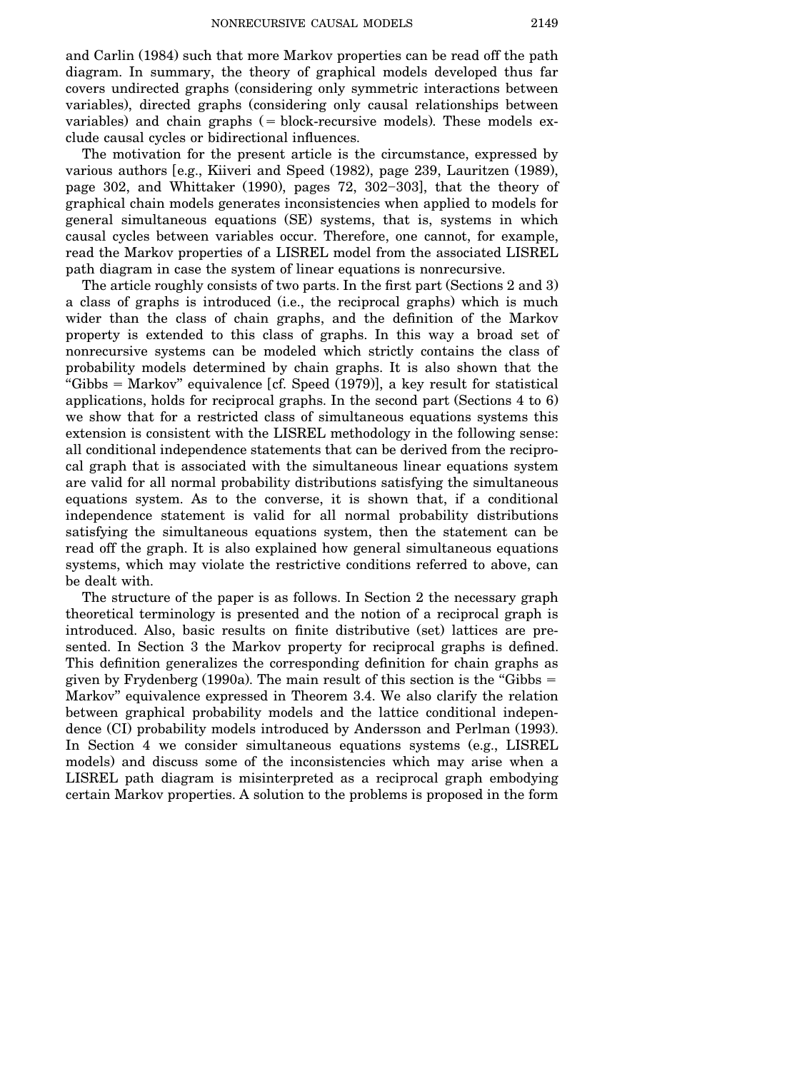and Carlin (1984) such that more Markov properties can be read off the path diagram. In summary, the theory of graphical models developed thus far covers undirected graphs (considering only symmetric interactions between variables), directed graphs (considering only causal relationships between variables) and chain graphs (= block-recursive models). These models exclude causal cycles or bidirectional influences.

The motivation for the present article is the circumstance, expressed by various authors [e.g., Kiiveri and Speed (1982), page 239, Lauritzen (1989), page 302, and Whittaker (1990), pages 72, 302–303], that the theory of graphical chain models generates inconsistencies when applied to models for general simultaneous equations (SE) systems, that is, systems in which causal cycles between variables occur. Therefore, one cannot, for example, read the Markov properties of a LISREL model from the associated LISREL path diagram in case the system of linear equations is nonrecursive.

The article roughly consists of two parts. In the first part (Sections 2 and 3) a class of graphs is introduced (i.e., the reciprocal graphs) which is much wider than the class of chain graphs, and the definition of the Markov property is extended to this class of graphs. In this way a broad set of nonrecursive systems can be modeled which strictly contains the class of probability models determined by chain graphs. It is also shown that the "Gibbs = Markov" equivalence [cf. Speed (1979)], a key result for statistical applications, holds for reciprocal graphs. In the second part (Sections 4 to 6) we show that for a restricted class of simultaneous equations systems this extension is consistent with the LISREL methodology in the following sense: all conditional independence statements that can be derived from the reciprocal graph that is associated with the simultaneous linear equations system are valid for all normal probability distributions satisfying the simultaneous equations system. As to the converse, it is shown that, if a conditional independence statement is valid for all normal probability distributions satisfying the simultaneous equations system, then the statement can be read off the graph. It is also explained how general simultaneous equations systems, which may violate the restrictive conditions referred to above, can be dealt with.

The structure of the paper is as follows. In Section 2 the necessary graph theoretical terminology is presented and the notion of a reciprocal graph is introduced. Also, basic results on finite distributive (set) lattices are presented. In Section 3 the Markov property for reciprocal graphs is defined. This definition generalizes the corresponding definition for chain graphs as given by Frydenberg (1990a). The main result of this section is the "Gibbs = Markov" equivalence expressed in Theorem 3.4. We also clarify the relation between graphical probability models and the lattice conditional independence (CI) probability models introduced by Andersson and Perlman (1993). In Section 4 we consider simultaneous equations systems (e.g., LISREL models) and discuss some of the inconsistencies which may arise when a LISREL path diagram is misinterpreted as a reciprocal graph embodying certain Markov properties. A solution to the problems is proposed in the form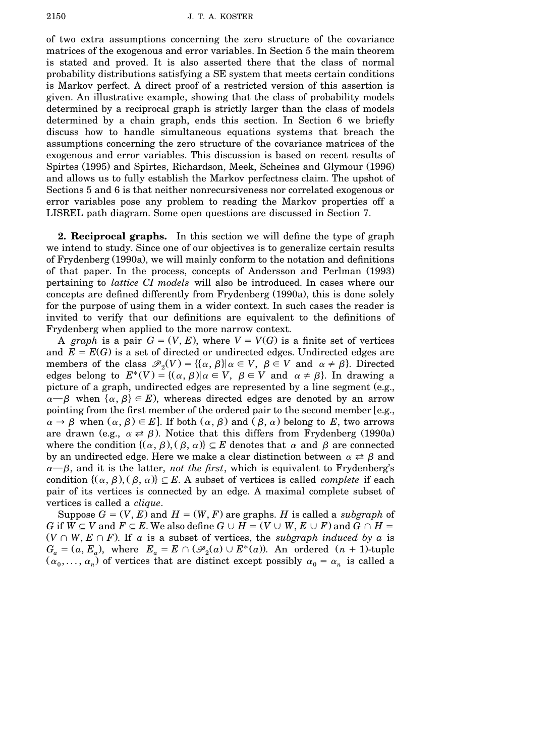of two extra assumptions concerning the zero structure of the covariance matrices of the exogenous and error variables. In Section 5 the main theorem is stated and proved. It is also asserted there that the class of normal probability distributions satisfying a SE system that meets certain conditions is Markov perfect. A direct proof of a restricted version of this assertion is given. An illustrative example, showing that the class of probability models determined by a reciprocal graph is strictly larger than the class of models determined by a chain graph, ends this section. In Section 6 we briefly discuss how to handle simultaneous equations systems that breach the assumptions concerning the zero structure of the covariance matrices of the exogenous and error variables. This discussion is based on recent results of Spirtes (1995) and Spirtes, Richardson, Meek, Scheines and Glymour (1996) and allows us to fully establish the Markov perfectness claim. The upshot of Sections 5 and 6 is that neither nonrecursiveness nor correlated exogenous or error variables pose any problem to reading the Markov properties off a LISREL path diagram. Some open questions are discussed in Section 7.

## 2. Reciprocal graphs.

In this section we will define the type of graph we intend to study. Since one of our objectives is to generalize certain results of Frydenberg (1990a), we will mainly conform to the notation and definitions of that paper. In the process, concepts of Andersson and Perlman (1993) pertaining to *lattice CI models* will also be introduced. In cases where our concepts are defined differently from Frydenberg (1990a), this is done solely for the purpose of using them in a wider context. In such cases the reader is invited to verify that our definitions are equivalent to the definitions of Frydenberg when applied to the more narrow context.

A *graph* is a pair $G = (V, E)$, where $V = V(G)$ is a finite set of vertices and $E = E(G)$ is a set of directed or undirected edges. Undirected edges are members of the class $\mathscr{P}_2(V) = \{\{\alpha, \beta\} | \alpha \in V,\ \beta \in V \text{ and } \alpha \neq \beta\}$. Directed edges belong to $E^*(V) = \{(\alpha, \beta) | \alpha \in V,\ \beta \in V \text{ and } \alpha \neq \beta\}$. In drawing a picture of a graph, undirected edges are represented by a line segment (e.g., $\alpha$—$\beta$ when $\{\alpha, \beta\} \in E$), whereas directed edges are denoted by an arrow pointing from the first member of the ordered pair to the second member [e.g., $\alpha \to \beta$ when $(\alpha, \beta) \in E$]. If both $(\alpha, \beta)$ and $(\beta, \alpha)$ belong to $E$, two arrows are drawn (e.g., $\alpha \rightleftarrows \beta$). Notice that this differs from Frydenberg (1990a) where the condition $\{(\alpha, \beta), (\beta, \alpha)\} \subseteq E$ denotes that $\alpha$ and $\beta$ are connected by an undirected edge. Here we make a clear distinction between $\alpha \rightleftarrows \beta$ and $\alpha$—$\beta$, and it is the latter, *not the first*, which is equivalent to Frydenberg's condition $\{(\alpha, \beta), (\beta, \alpha)\} \subseteq E$. A subset of vertices is called *complete* if each pair of its vertices is connected by an edge. A maximal complete subset of vertices is called a *clique*.

Suppose $G = (V, E)$ and $H = (W, F)$ are graphs. $H$ is called a *subgraph* of $G$ if $W \subseteq V$ and $F \subseteq E$. We also define $G \cup H = (V \cup W, E \cup F)$ and $G \cap H = (V \cap W, E \cap F)$. If $a$ is a subset of vertices, the *subgraph induced by* $a$ is $G_a = (a, E_a)$, where $E_a = E \cap (\mathscr{P}_2(a) \cup E^*(a))$. An ordered $(n+1)$-tuple $(\alpha_0, \dots, \alpha_n)$ of vertices that are distinct except possibly $\alpha_0 = \alpha_n$ is called a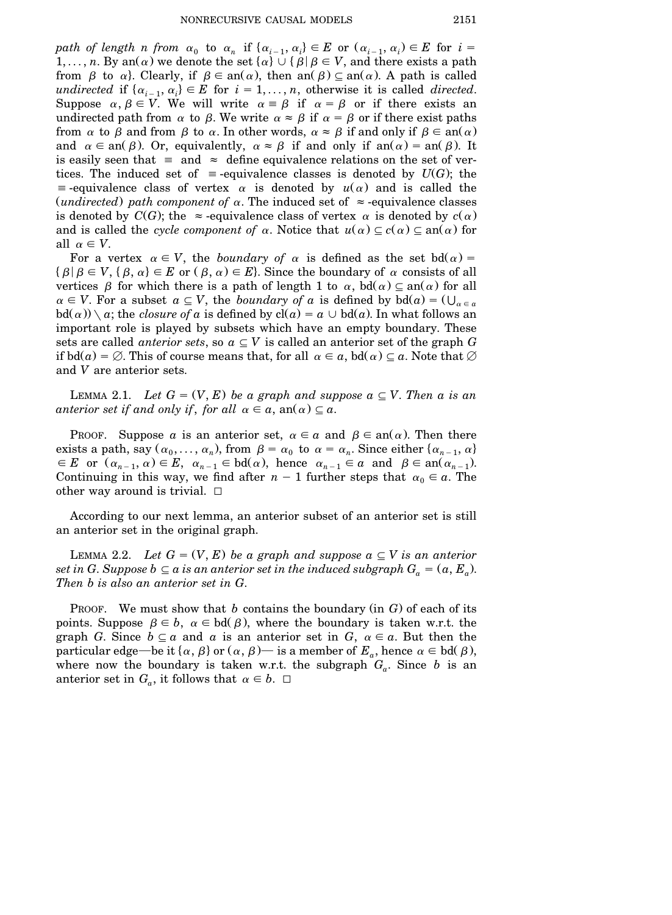*path of length n from* $\alpha_0$ *to* $\alpha_n$ if $\{\alpha_{i-1}, \alpha_i\} \in E$ or $(\alpha_{i-1}, \alpha_i) \in E$ for $i = 1, \dots, n$. By $\mathrm{an}(\alpha)$ we denote the set $\{\alpha\} \cup \{\beta \mid \beta \in V$, and there exists a path from $\beta$ to $\alpha\}$. Clearly, if $\beta \in \mathrm{an}(\alpha)$, then $\mathrm{an}(\beta) \subseteq \mathrm{an}(\alpha)$. A path is called *undirected* if $\{\alpha_{i-1}, \alpha_i\} \in E$ for $i = 1, \dots, n$, otherwise it is called *directed*. Suppose $\alpha, \beta \in V$. We will write $\alpha \equiv \beta$ if $\alpha = \beta$ or if there exists an undirected path from $\alpha$ to $\beta$. We write $\alpha \approx \beta$ if $\alpha = \beta$ or if there exist paths from $\alpha$ to $\beta$ and from $\beta$ to $\alpha$. In other words, $\alpha \approx \beta$ if and only if $\beta \in \mathrm{an}(\alpha)$ and $\alpha \in \mathrm{an}(\beta)$. Or, equivalently, $\alpha \approx \beta$ if and only if $\mathrm{an}(\alpha) = \mathrm{an}(\beta)$. It is easily seen that $\equiv$ and $\approx$ define equivalence relations on the set of vertices. The induced set of $\equiv$-equivalence classes is denoted by $U(G)$; the $\equiv$-equivalence class of vertex $\alpha$ is denoted by $u(\alpha)$ and is called the (*undirected*) *path component of* $\alpha$. The induced set of $\approx$-equivalence classes is denoted by $C(G)$; the $\approx$-equivalence class of vertex $\alpha$ is denoted by $c(\alpha)$ and is called the *cycle component of* $\alpha$. Notice that $u(\alpha) \subseteq c(\alpha) \subseteq \mathrm{an}(\alpha)$ for all $\alpha \in V$.

For a vertex $\alpha \in V$, the *boundary of* $\alpha$ is defined as the set $\mathrm{bd}(\alpha) = \{\beta \mid \beta \in V, \{\beta, \alpha\} \in E \text{ or } (\beta, \alpha) \in E\}$. Since the boundary of $\alpha$ consists of all vertices $\beta$ for which there is a path of length 1 to $\alpha$, $\mathrm{bd}(\alpha) \subseteq \mathrm{an}(\alpha)$ for all $\alpha \in V$. For a subset $a \subseteq V$, the *boundary of* $a$ is defined by $\mathrm{bd}(a) = (\bigcup_{\alpha \in a} \mathrm{bd}(\alpha)) \setminus a$; the *closure of* $a$ is defined by $\mathrm{cl}(a) = a \cup \mathrm{bd}(a)$. In what follows an important role is played by subsets which have an empty boundary. These sets are called *anterior sets*, so $a \subseteq V$ is called an anterior set of the graph $G$ if $\mathrm{bd}(a) = \varnothing$. This of course means that, for all $\alpha \in a$, $\mathrm{bd}(\alpha) \subseteq a$. Note that $\varnothing$ and $V$ are anterior sets.

LEMMA 2.1. *Let $G = (V, E)$ be a graph and suppose $a \subseteq V$. Then $a$ is an anterior set if and only if, for all $\alpha \in a$, $\mathrm{an}(\alpha) \subseteq a$.*

PROOF. Suppose $a$ is an anterior set, $\alpha \in a$ and $\beta \in \mathrm{an}(\alpha)$. Then there exists a path, say $(\alpha_0, \dots, \alpha_n)$, from $\beta = \alpha_0$ to $\alpha = \alpha_n$. Since either $\{\alpha_{n-1}, \alpha\} \in E$ or $(\alpha_{n-1}, \alpha) \in E$, $\alpha_{n-1} \in \mathrm{bd}(\alpha)$, hence $\alpha_{n-1} \in a$ and $\beta \in \mathrm{an}(\alpha_{n-1})$. Continuing in this way, we find after $n - 1$ further steps that $\alpha_0 \in a$. The other way around is trivial. $\square$

According to our next lemma, an anterior subset of an anterior set is still an anterior set in the original graph.

LEMMA 2.2. *Let $G = (V, E)$ be a graph and suppose $a \subseteq V$ is an anterior set in $G$. Suppose $b \subseteq a$ is an anterior set in the induced subgraph $G_a = (a, E_a)$. Then $b$ is also an anterior set in $G$.*

PROOF. We must show that $b$ contains the boundary (in $G$) of each of its points. Suppose $\beta \in b$, $\alpha \in \mathrm{bd}(\beta)$, where the boundary is taken w.r.t. the graph $G$. Since $b \subseteq a$ and $a$ is an anterior set in $G$, $\alpha \in a$. But then the particular edge—be it $\{\alpha, \beta\}$ or $(\alpha, \beta)$—is a member of $E_a$, hence $\alpha \in \mathrm{bd}(\beta)$, where now the boundary is taken w.r.t. the subgraph $G_a$. Since $b$ is an anterior set in $G_a$, it follows that $\alpha \in b$. $\square$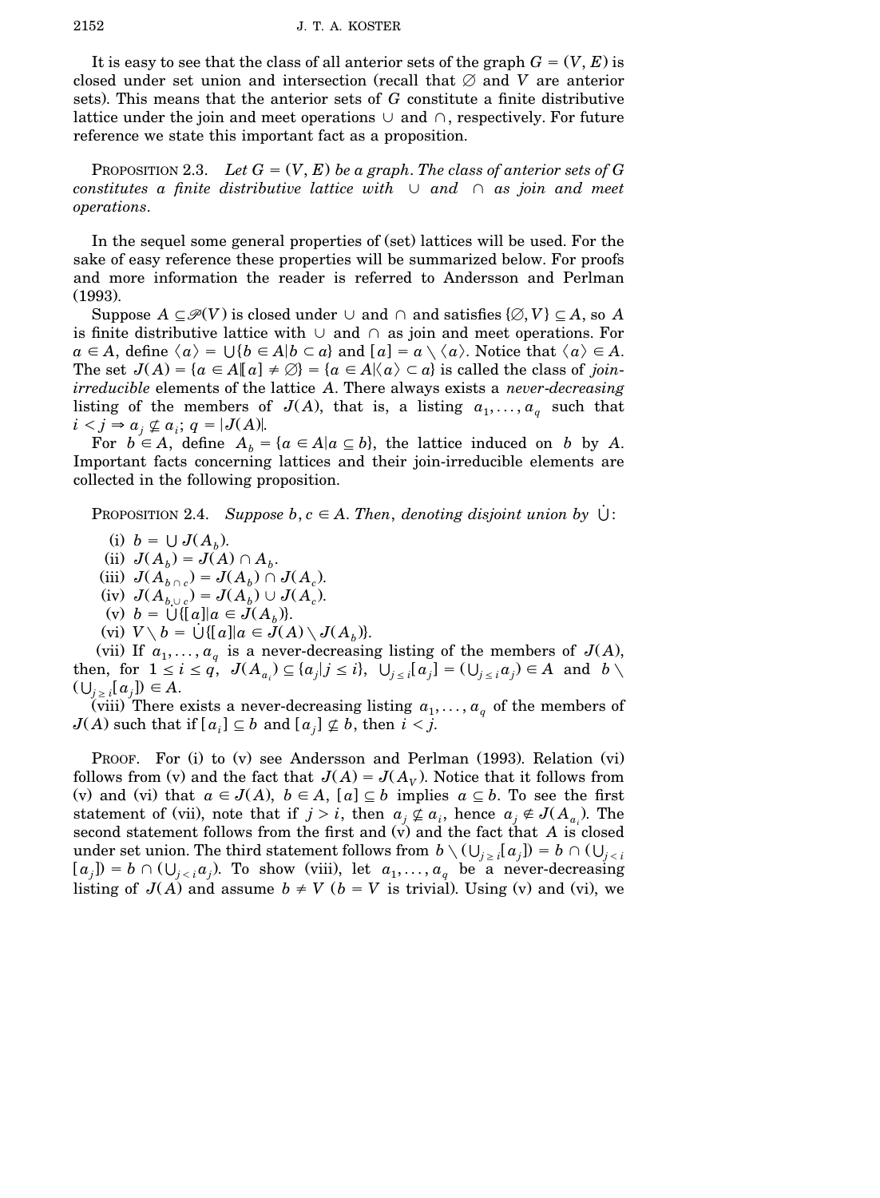It is easy to see that the class of all anterior sets of the graph $G = (V, E)$ is closed under set union and intersection (recall that $\varnothing$ and $V$ are anterior sets). This means that the anterior sets of $G$ constitute a finite distributive lattice under the join and meet operations $\cup$ and $\cap$, respectively. For future reference we state this important fact as a proposition.

Proposition 2.3. *Let $G = (V, E)$ be a graph. The class of anterior sets of $G$ constitutes a finite distributive lattice with $\cup$ and $\cap$ as join and meet operations.*

In the sequel some general properties of (set) lattices will be used. For the sake of easy reference these properties will be summarized below. For proofs and more information the reader is referred to Andersson and Perlman (1993).

Suppose $A \subseteq \mathscr{P}(V)$ is closed under $\cup$ and $\cap$ and satisfies $\{\varnothing, V\} \subseteq A$, so $A$ is finite distributive lattice with $\cup$ and $\cap$ as join and meet operations. For $a \in A$, define $\langle a \rangle = \cup\{b \in A | b \subset a\}$ and $[a] = a \setminus \langle a \rangle$. Notice that $\langle a \rangle \in A$. The set $J(A) = \{a \in A | [a] \neq \varnothing\} = \{a \in A | \langle a \rangle \subset a\}$ is called the class of *join-irreducible* elements of the lattice $A$. There always exists a *never-decreasing* listing of the members of $J(A)$, that is, a listing $a_1, \dots, a_q$ such that $i < j \Rightarrow a_j \not\subseteq a_i$; $q = |J(A)|$.

For $b \in A$, define $A_b = \{a \in A | a \subseteq b\}$, the lattice induced on $b$ by $A$. Important facts concerning lattices and their join-irreducible elements are collected in the following proposition.

Proposition 2.4. *Suppose $b, c \in A$. Then, denoting disjoint union by $\dot{\cup}$:*

(i) $b = \cup J(A_b)$.

(ii) $J(A_b) = J(A) \cap A_b$.

(iii) $J(A_{b \cap c}) = J(A_b) \cap J(A_c)$.

(iv) $J(A_{b \cup c}) = J(A_b) \cup J(A_c)$.

(v) $b = \dot{\cup}\{[a] | a \in J(A_b)\}$.

(vi) $V \setminus b = \dot{\cup}\{[a] | a \in J(A) \setminus J(A_b)\}$.

(vii) If $a_1, \dots, a_q$ is a never-decreasing listing of the members of $J(A)$, then, for $1 \leq i \leq q$, $J(A_{a_i}) \subseteq \{a_j | j \leq i\}$, $\cup_{j \leq i}[a_j] = (\cup_{j \leq i} a_j) \in A$ and $b \setminus (\cup_{j \geq i}[a_j]) \in A$.

(viii) There exists a never-decreasing listing $a_1, \dots, a_q$ of the members of $J(A)$ such that if $[a_i] \subseteq b$ and $[a_j] \not\subseteq b$, then $i < j$.

Proof. For (i) to (v) see Andersson and Perlman (1993). Relation (vi) follows from (v) and the fact that $J(A) = J(A_V)$. Notice that it follows from (v) and (vi) that $a \in J(A)$, $b \in A$, $[a] \subseteq b$ implies $a \subseteq b$. To see the first statement of (vii), note that if $j > i$, then $a_j \not\subseteq a_i$, hence $a_j \notin J(A_{a_i})$. The second statement follows from the first and (v) and the fact that $A$ is closed under set union. The third statement follows from $b \setminus (\cup_{j \geq i}[a_j]) = b \cap (\cup_{j < i}[a_j]) = b \cap (\cup_{j < i} a_j)$. To show (viii), let $a_1, \dots, a_q$ be a never-decreasing listing of $J(A)$ and assume $b \neq V$ ($b = V$ is trivial). Using (v) and (vi), we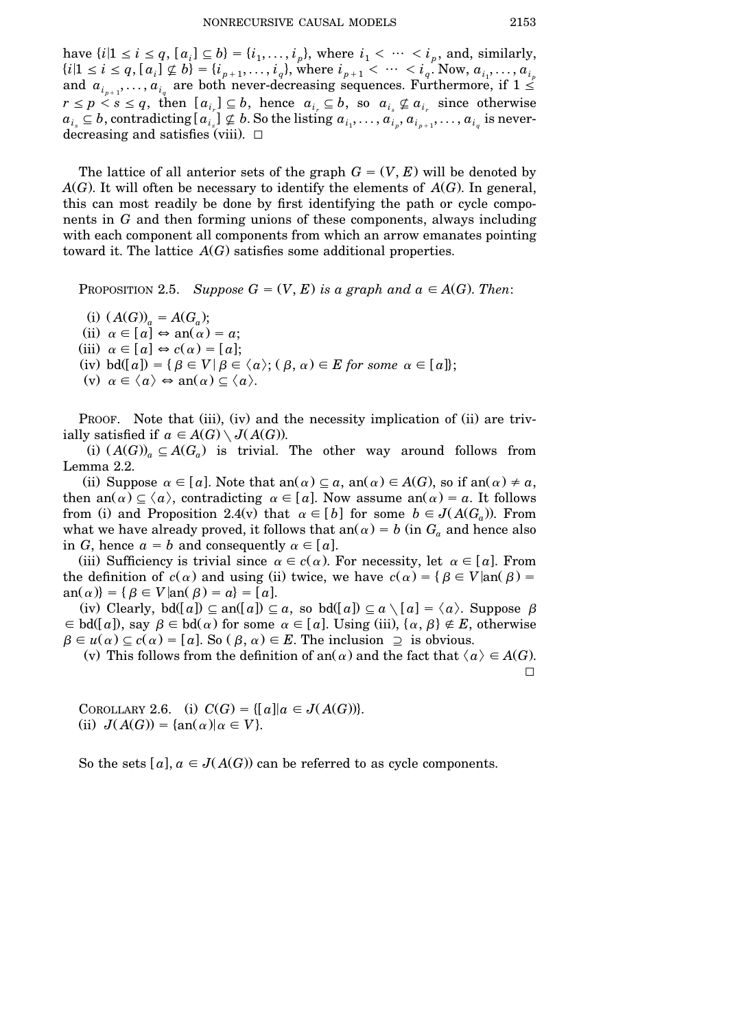have $\{i | 1 \le i \le q, [a_i] \subseteq b\} = \{i_1, \dots, i_p\}$, where $i_1 < \cdots < i_p$, and, similarly, $\{i | 1 \le i \le q, [a_i] \not\subseteq b\} = \{i_{p+1}, \dots, i_q\}$, where $i_{p+1} < \cdots < i_q$. Now, $a_{i_1}, \dots, a_{i_p}$ and $a_{i_{p+1}}, \dots, a_{i_q}$ are both never-decreasing sequences. Furthermore, if $1 \le r \le p < s \le q$, then $[a_{i_r}] \subseteq b$, hence $a_{i_r} \subseteq b$, so $a_{i_s} \not\subseteq a_{i_r}$ since otherwise $a_{i_s} \subseteq b$, contradicting $[a_{i_s}] \not\subseteq b$. So the listing $a_{i_1}, \dots, a_{i_p}, a_{i_{p+1}}, \dots, a_{i_q}$ is never-decreasing and satisfies (viii). $\square$

The lattice of all anterior sets of the graph $G = (V, E)$ will be denoted by $A(G)$. It will often be necessary to identify the elements of $A(G)$. In general, this can most readily be done by first identifying the path or cycle components in $G$ and then forming unions of these components, always including with each component all components from which an arrow emanates pointing toward it. The lattice $A(G)$ satisfies some additional properties.

PROPOSITION 2.5. *Suppose $G = (V, E)$ is a graph and $a \in A(G)$. Then*:

(i) $(A(G))_a = A(G_a)$;
(ii) $\alpha \in [a] \Leftrightarrow \text{an}(\alpha) = a$;
(iii) $\alpha \in [a] \Leftrightarrow c(\alpha) = [a]$;
(iv) $\text{bd}([a]) = \{\beta \in V | \beta \in \langle a \rangle; (\beta, \alpha) \in E \text{ for some } \alpha \in [a]\}$;
(v) $\alpha \in \langle a \rangle \Leftrightarrow \text{an}(\alpha) \subseteq \langle a \rangle$.

PROOF. Note that (iii), (iv) and the necessity implication of (ii) are trivially satisfied if $a \in A(G) \setminus J(A(G))$.

(i) $(A(G))_a \subseteq A(G_a)$ is trivial. The other way around follows from Lemma 2.2.

(ii) Suppose $\alpha \in [a]$. Note that $\text{an}(\alpha) \subseteq a$, $\text{an}(\alpha) \in A(G)$, so if $\text{an}(\alpha) \neq a$, then $\text{an}(\alpha) \subseteq \langle a \rangle$, contradicting $\alpha \in [a]$. Now assume $\text{an}(\alpha) = a$. It follows from (i) and Proposition 2.4(v) that $\alpha \in [b]$ for some $b \in J(A(G_a))$. From what we have already proved, it follows that $\text{an}(\alpha) = b$ (in $G_a$ and hence also in $G$, hence $a = b$ and consequently $\alpha \in [a]$.

(iii) Sufficiency is trivial since $\alpha \in c(\alpha)$. For necessity, let $\alpha \in [a]$. From the definition of $c(\alpha)$ and using (ii) twice, we have $c(\alpha) = \{\beta \in V | \text{an}(\beta) = \text{an}(\alpha)\} = \{\beta \in V | \text{an}(\beta) = a\} = [a]$.

(iv) Clearly, $\text{bd}([a]) \subseteq \text{an}([a]) \subseteq a$, so $\text{bd}([a]) \subseteq a \setminus [a] = \langle a \rangle$. Suppose $\beta \in \text{bd}([a])$, say $\beta \in \text{bd}(\alpha)$ for some $\alpha \in [a]$. Using (iii), $\{\alpha, \beta\} \notin E$, otherwise $\beta \in u(\alpha) \subseteq c(\alpha) = [a]$. So $(\beta, \alpha) \in E$. The inclusion $\supseteq$ is obvious.

(v) This follows from the definition of $\text{an}(\alpha)$ and the fact that $\langle a \rangle \in A(G)$. $\square$

COROLLARY 2.6. (i) $C(G) = \{[a] | a \in J(A(G))\}$.
(ii) $J(A(G)) = \{\text{an}(\alpha) | \alpha \in V\}$.

So the sets $[a]$, $a \in J(A(G))$ can be referred to as cycle components.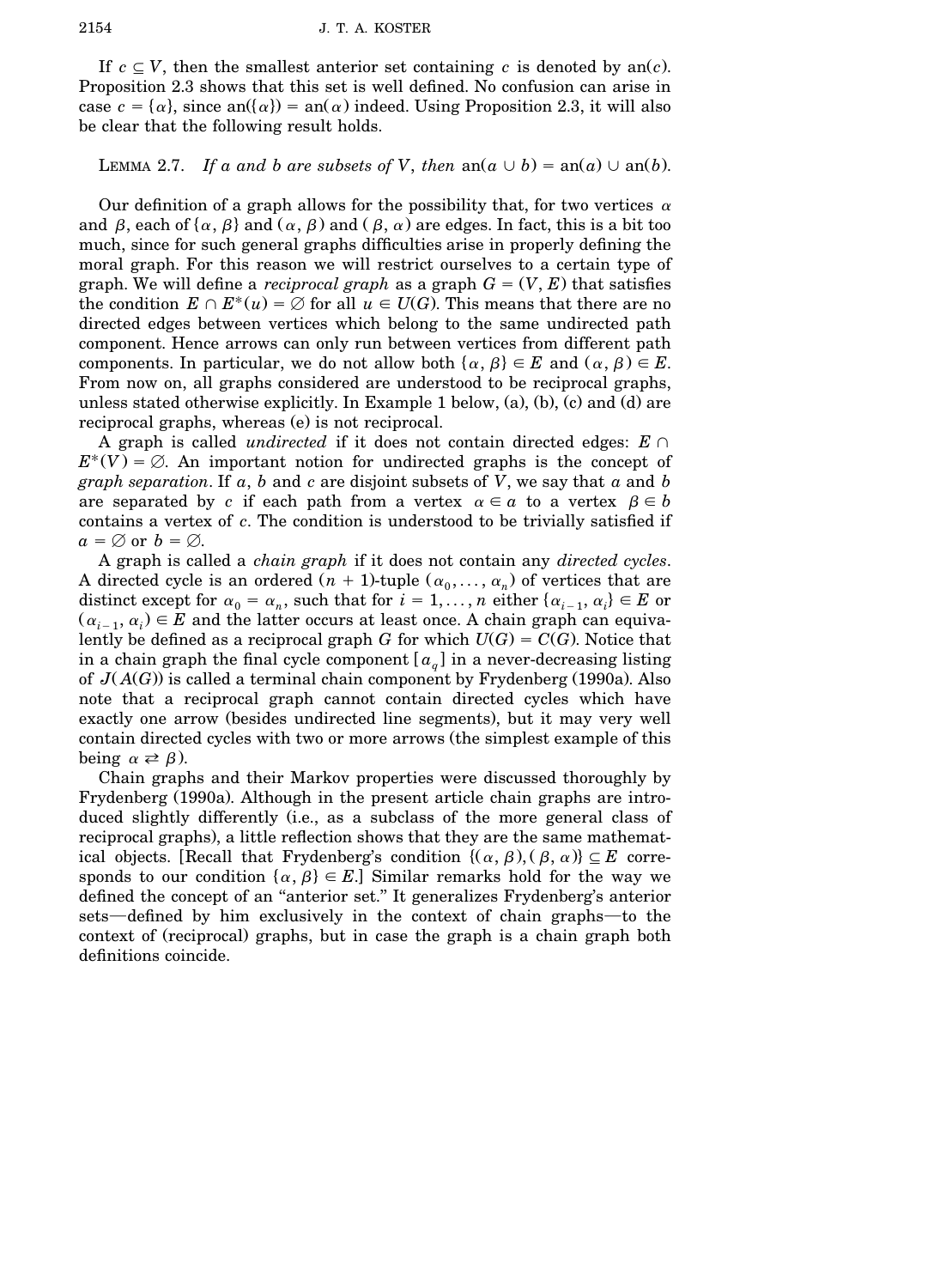If $c \subseteq V$, then the smallest anterior set containing $c$ is denoted by $\operatorname{an}(c)$. Proposition 2.3 shows that this set is well defined. No confusion can arise in case $c = \{\alpha\}$, since $\operatorname{an}(\{\alpha\}) = \operatorname{an}(\alpha)$ indeed. Using Proposition 2.3, it will also be clear that the following result holds.

LEMMA 2.7. *If $a$ and $b$ are subsets of $V$, then* $\operatorname{an}(a \cup b) = \operatorname{an}(a) \cup \operatorname{an}(b)$.

Our definition of a graph allows for the possibility that, for two vertices $\alpha$ and $\beta$, each of $\{\alpha, \beta\}$ and $(\alpha, \beta)$ and $(\beta, \alpha)$ are edges. In fact, this is a bit too much, since for such general graphs difficulties arise in properly defining the moral graph. For this reason we will restrict ourselves to a certain type of graph. We will define a *reciprocal graph* as a graph $G = (V, E)$ that satisfies the condition $E \cap E^*(u) = \varnothing$ for all $u \in U(G)$. This means that there are no directed edges between vertices which belong to the same undirected path component. Hence arrows can only run between vertices from different path components. In particular, we do not allow both $\{\alpha, \beta\} \in E$ and $(\alpha, \beta) \in E$. From now on, all graphs considered are understood to be reciprocal graphs, unless stated otherwise explicitly. In Example 1 below, (a), (b), (c) and (d) are reciprocal graphs, whereas (e) is not reciprocal.

A graph is called *undirected* if it does not contain directed edges: $E \cap E^*(V) = \varnothing$. An important notion for undirected graphs is the concept of *graph separation*. If $a$, $b$ and $c$ are disjoint subsets of $V$, we say that $a$ and $b$ are separated by $c$ if each path from a vertex $\alpha \in a$ to a vertex $\beta \in b$ contains a vertex of $c$. The condition is understood to be trivially satisfied if $a = \varnothing$ or $b = \varnothing$.

A graph is called a *chain graph* if it does not contain any *directed cycles*. A directed cycle is an ordered $(n+1)$-tuple $(\alpha_0, \dots, \alpha_n)$ of vertices that are distinct except for $\alpha_0 = \alpha_n$, such that for $i = 1, \dots, n$ either $\{\alpha_{i-1}, \alpha_i\} \in E$ or $(\alpha_{i-1}, \alpha_i) \in E$ and the latter occurs at least once. A chain graph can equivalently be defined as a reciprocal graph $G$ for which $U(G) = C(G)$. Notice that in a chain graph the final cycle component $[a_q]$ in a never-decreasing listing of $J(A(G))$ is called a terminal chain component by Frydenberg (1990a). Also note that a reciprocal graph cannot contain directed cycles which have exactly one arrow (besides undirected line segments), but it may very well contain directed cycles with two or more arrows (the simplest example of this being $\alpha \rightleftarrows \beta$).

Chain graphs and their Markov properties were discussed thoroughly by Frydenberg (1990a). Although in the present article chain graphs are introduced slightly differently (i.e., as a subclass of the more general class of reciprocal graphs), a little reflection shows that they are the same mathematical objects. [Recall that Frydenberg's condition $\{(\alpha, \beta), (\beta, \alpha)\} \subseteq E$ corresponds to our condition $\{\alpha, \beta\} \in E$.] Similar remarks hold for the way we defined the concept of an "anterior set." It generalizes Frydenberg's anterior sets—defined by him exclusively in the context of chain graphs—to the context of (reciprocal) graphs, but in case the graph is a chain graph both definitions coincide.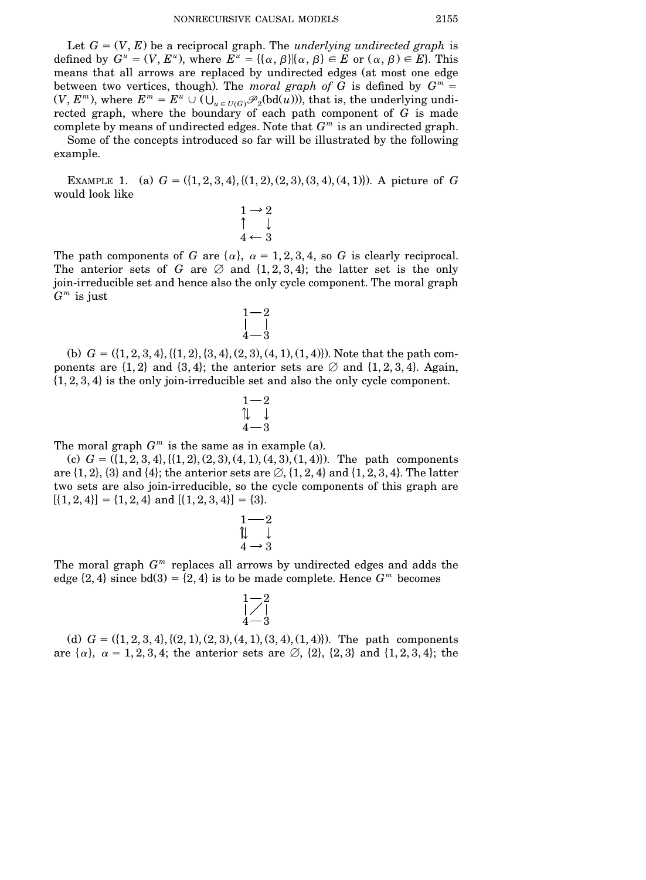Let $G = (V, E)$ be a reciprocal graph. The *underlying undirected graph* is defined by $G^u = (V, E^u)$, where $E^u = \{\{\alpha, \beta\} | (\alpha, \beta) \in E \text{ or } (\alpha, \beta) \in E\}$. This means that all arrows are replaced by undirected edges (at most one edge between two vertices, though). The *moral graph of* $G$ is defined by $G^m = (V, E^m)$, where $E^m = E^u \cup (\bigcup_{u \in U(G)} \mathscr{P}_2(\mathrm{bd}(u)))$, that is, the underlying undirected graph, where the boundary of each path component of $G$ is made complete by means of undirected edges. Note that $G^m$ is an undirected graph.

Some of the concepts introduced so far will be illustrated by the following example.

EXAMPLE 1. (a) $G = (\{1, 2, 3, 4\}, \{(1, 2), (2, 3), (3, 4), (4, 1)\})$. A picture of $G$ would look like

$$\begin{array}{ccc} 1 & \rightarrow & 2 \\ \uparrow & & \downarrow \\ 4 & \leftarrow & 3 \end{array}$$

The path components of $G$ are $\{\alpha\}$, $\alpha = 1, 2, 3, 4$, so $G$ is clearly reciprocal. The anterior sets of $G$ are $\emptyset$ and $\{1, 2, 3, 4\}$; the latter set is the only join-irreducible set and hence also the only cycle component. The moral graph $G^m$ is just

$$\begin{array}{ccc} 1 & - & 2 \\ | & & | \\ 4 & - & 3 \end{array}$$

(b) $G = (\{1, 2, 3, 4\}, \{\{1, 2\}, \{3, 4\}, (2, 3), (4, 1), (1, 4)\})$. Note that the path components are $\{1, 2\}$ and $\{3, 4\}$; the anterior sets are $\emptyset$ and $\{1, 2, 3, 4\}$. Again, $\{1, 2, 3, 4\}$ is the only join-irreducible set and also the only cycle component.

$$\begin{array}{ccc} 1 & - & 2 \\ \upharpoonleft\downharpoonright & & \downarrow \\ 4 & - & 3 \end{array}$$

The moral graph $G^m$ is the same as in example (a).

(c) $G = (\{1, 2, 3, 4\}, \{\{1, 2\}, (2, 3), (4, 1), (4, 3), (1, 4)\})$. The path components are $\{1, 2\}$, $\{3\}$ and $\{4\}$; the anterior sets are $\emptyset$, $\{1, 2, 4\}$ and $\{1, 2, 3, 4\}$. The latter two sets are also join-irreducible, so the cycle components of this graph are $[\{1, 2, 4\}] = \{1, 2, 4\}$ and $[\{1, 2, 3, 4\}] = \{3\}$.

$$\begin{array}{ccc} 1 & - & 2 \\ \upharpoonleft\downharpoonright & & \downarrow \\ 4 & \rightarrow & 3 \end{array}$$

The moral graph $G^m$ replaces all arrows by undirected edges and adds the edge $\{2, 4\}$ since $\mathrm{bd}(3) = \{2, 4\}$ is to be made complete. Hence $G^m$ becomes

$$\begin{array}{ccc} 1 & - & 2 \\ | & \diagup & | \\ 4 & - & 3 \end{array}$$

(d) $G = (\{1, 2, 3, 4\}, \{(2, 1), (2, 3), (4, 1), (3, 4), (1, 4)\})$. The path components are $\{\alpha\}$, $\alpha = 1, 2, 3, 4$; the anterior sets are $\emptyset$, $\{2\}$, $\{2, 3\}$ and $\{1, 2, 3, 4\}$; the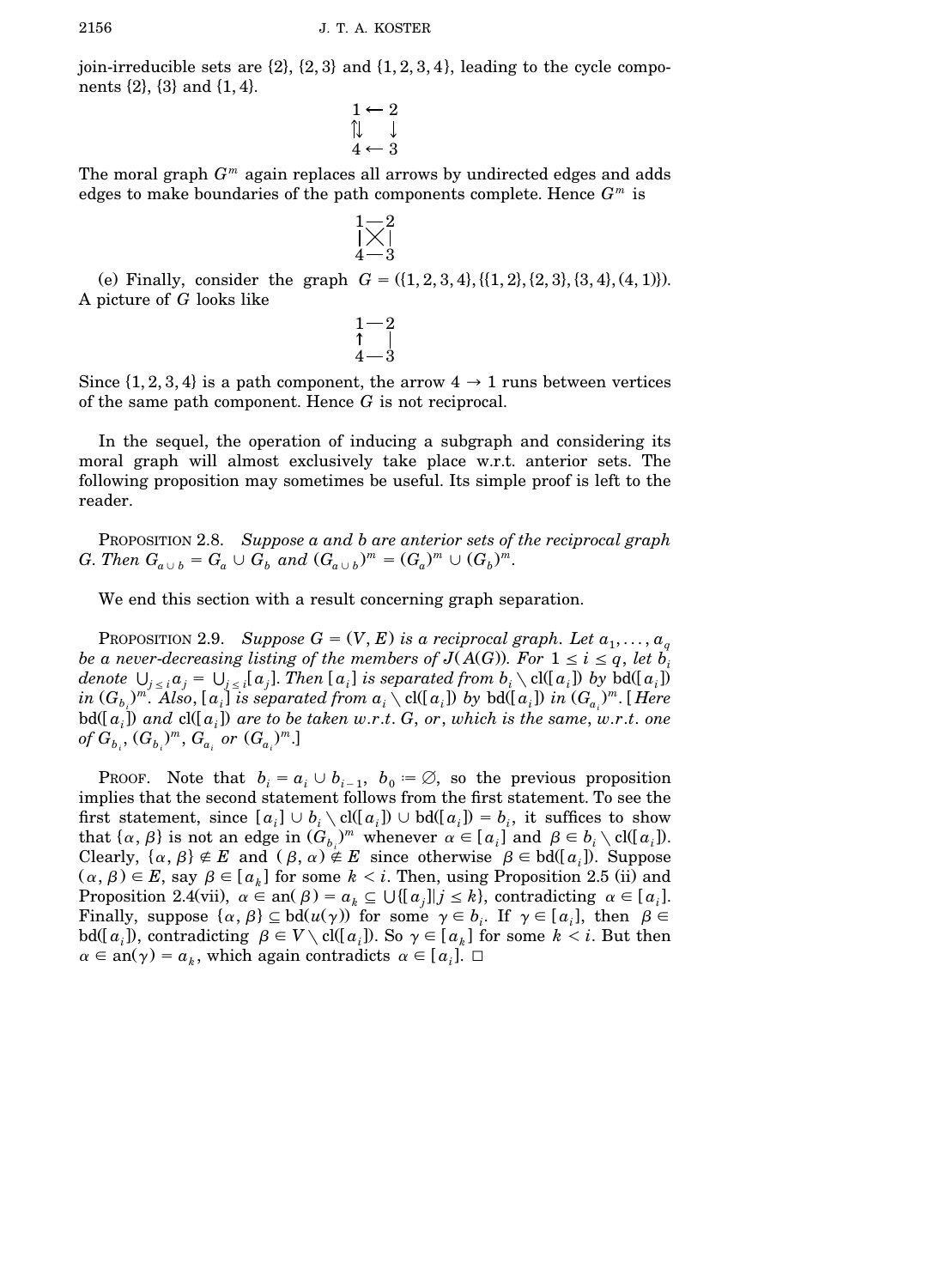join-irreducible sets are {2}, {2, 3} and {1, 2, 3, 4}, leading to the cycle components {2}, {3} and {1, 4}.

$$\begin{array}{ccc} 1 & \leftarrow & 2 \\ \upharpoonleft\downharpoonright & & \downarrow \\ 4 & \leftarrow & 3 \end{array}$$

The moral graph $G^m$ again replaces all arrows by undirected edges and adds edges to make boundaries of the path components complete. Hence $G^m$ is

$$\begin{array}{ccc} 1 & — & 2 \\ | & \times & | \\ 4 & — & 3 \end{array}$$

(e) Finally, consider the graph $G = (\{1,2,3,4\}, \{\{1,2\},\{2,3\},\{3,4\},(4,1)\})$. A picture of $G$ looks like

$$\begin{array}{ccc} 1 & — & 2 \\ \uparrow & & | \\ 4 & — & 3 \end{array}$$

Since {1, 2, 3, 4} is a path component, the arrow $4 \to 1$ runs between vertices of the same path component. Hence $G$ is not reciprocal.

In the sequel, the operation of inducing a subgraph and considering its moral graph will almost exclusively take place w.r.t. anterior sets. The following proposition may sometimes be useful. Its simple proof is left to the reader.

PROPOSITION 2.8. *Suppose $a$ and $b$ are anterior sets of the reciprocal graph $G$. Then $G_{a \cup b} = G_a \cup G_b$ and $(G_{a\cup b})^m = (G_a)^m \cup (G_b)^m$.*

We end this section with a result concerning graph separation.

PROPOSITION 2.9. *Suppose $G = (V, E)$ is a reciprocal graph. Let $a_1, \dots, a_q$ be a never-decreasing listing of the members of $J(A(G))$. For $1 \le i \le q$, let $b_i$ denote $\bigcup_{j\le i} a_j = \bigcup_{j \le i}[a_j]$. Then $[a_i]$ is separated from $b_i \setminus \mathrm{cl}([a_i])$ by $\mathrm{bd}([a_i])$ in $(G_{b_i})^m$. Also, $[a_i]$ is separated from $a_i \setminus \mathrm{cl}([a_i])$ by $\mathrm{bd}([a_i])$ in $(G_{a_i})^m$. [Here $\mathrm{bd}([a_i])$ and $\mathrm{cl}([a_i])$ are to be taken w.r.t. $G$, or, which is the same, w.r.t. one of $G_{b_i}$, $(G_{b_i})^m$, $G_{a_i}$ or $(G_{a_i})^m$.]*

PROOF. Note that $b_i = a_i \cup b_{i-1}$, $b_0 := \varnothing$, so the previous proposition implies that the second statement follows from the first statement. To see the first statement, since $[a_i] \cup b_i \setminus \mathrm{cl}([a_i]) \cup \mathrm{bd}([a_i]) = b_i$, it suffices to show that $\{\alpha, \beta\}$ is not an edge in $(G_{b_i})^m$ whenever $\alpha \in [a_i]$ and $\beta \in b_i \setminus \mathrm{cl}([a_i])$. Clearly, $\{\alpha, \beta\} \notin E$ and $(\beta, \alpha) \notin E$ since otherwise $\beta \in \mathrm{bd}([a_i])$. Suppose $(\alpha, \beta) \in E$, say $\beta \in [a_k]$ for some $k < i$. Then, using Proposition 2.5 (ii) and Proposition 2.4(vii), $\alpha \in \mathrm{an}(\beta) = a_k \subseteq \bigcup\{[a_j] | j \le k\}$, contradicting $\alpha \in [a_i]$. Finally, suppose $\{\alpha, \beta\} \subseteq \mathrm{bd}(u(\gamma))$ for some $\gamma \in b_i$. If $\gamma \in [a_i]$, then $\beta \in \mathrm{bd}([a_i])$, contradicting $\beta \in V \setminus \mathrm{cl}([a_i])$. So $\gamma \in [a_k]$ for some $k < i$. But then $\alpha \in \mathrm{an}(\gamma) = a_k$, which again contradicts $\alpha \in [a_i]$. $\square$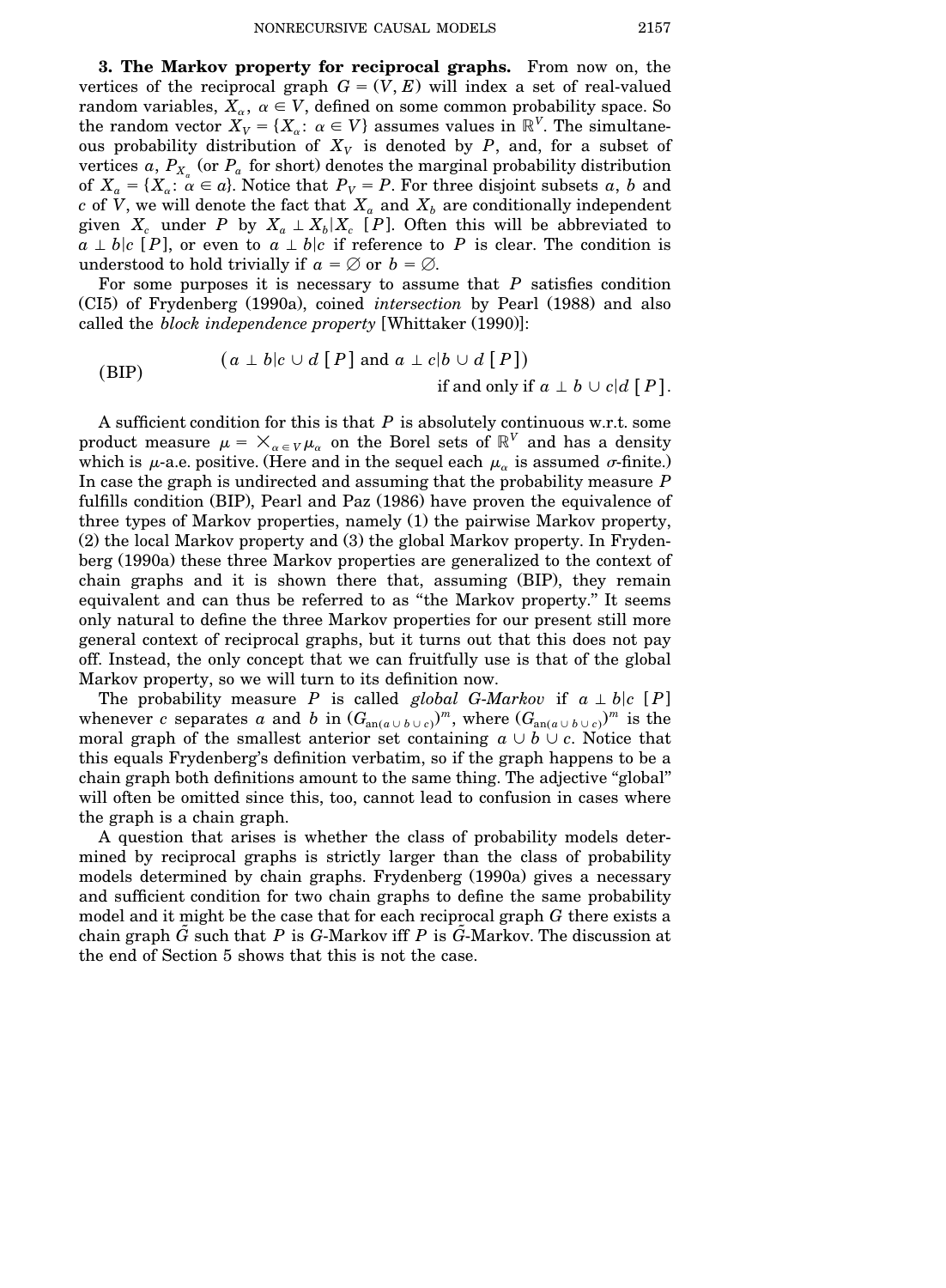**3. The Markov property for reciprocal graphs.** From now on, the vertices of the reciprocal graph $G = (V, E)$ will index a set of real-valued random variables, $X_\alpha$, $\alpha \in V$, defined on some common probability space. So the random vector $X_V = \{X_\alpha\colon \alpha \in V\}$ assumes values in $\mathbb{R}^V$. The simultaneous probability distribution of $X_V$ is denoted by $P$, and, for a subset of vertices $a$, $P_{X_a}$ (or $P_a$ for short) denotes the marginal probability distribution of $X_a = \{X_\alpha\colon \alpha \in a\}$. Notice that $P_V = P$. For three disjoint subsets $a$, $b$ and $c$ of $V$, we will denote the fact that $X_a$ and $X_b$ are conditionally independent given $X_c$ under $P$ by $X_a \perp X_b | X_c\ [P]$. Often this will be abbreviated to $a \perp b | c\ [P]$, or even to $a \perp b | c$ if reference to $P$ is clear. The condition is understood to hold trivially if $a = \emptyset$ or $b = \emptyset$.

For some purposes it is necessary to assume that $P$ satisfies condition (CI5) of Frydenberg (1990a), coined *intersection* by Pearl (1988) and also called the *block independence property* [Whittaker (1990)]:

$$\text{(BIP)} \qquad (a \perp b | c \cup d\ [P] \text{ and } a \perp c | b \cup d\ [P]) \quad \text{if and only if } a \perp b \cup c | d\ [P].$$

A sufficient condition for this is that $P$ is absolutely continuous w.r.t. some product measure $\mu = \times_{\alpha \in V} \mu_\alpha$ on the Borel sets of $\mathbb{R}^V$ and has a density which is $\mu$-a.e. positive. (Here and in the sequel each $\mu_\alpha$ is assumed $\sigma$-finite.) In case the graph is undirected and assuming that the probability measure $P$ fulfills condition (BIP), Pearl and Paz (1986) have proven the equivalence of three types of Markov properties, namely (1) the pairwise Markov property, (2) the local Markov property and (3) the global Markov property. In Frydenberg (1990a) these three Markov properties are generalized to the context of chain graphs and it is shown there that, assuming (BIP), they remain equivalent and can thus be referred to as "the Markov property." It seems only natural to define the three Markov properties for our present still more general context of reciprocal graphs, but it turns out that this does not pay off. Instead, the only concept that we can fruitfully use is that of the global Markov property, so we will turn to its definition now.

The probability measure $P$ is called *global G-Markov* if $a \perp b | c\ [P]$ whenever $c$ separates $a$ and $b$ in $(G_{\mathrm{an}(a \cup b \cup c)})^m$, where $(G_{\mathrm{an}(a \cup b \cup c)})^m$ is the moral graph of the smallest anterior set containing $a \cup b \cup c$. Notice that this equals Frydenberg's definition verbatim, so if the graph happens to be a chain graph both definitions amount to the same thing. The adjective "global" will often be omitted since this, too, cannot lead to confusion in cases where the graph is a chain graph.

A question that arises is whether the class of probability models determined by reciprocal graphs is strictly larger than the class of probability models determined by chain graphs. Frydenberg (1990a) gives a necessary and sufficient condition for two chain graphs to define the same probability model and it might be the case that for each reciprocal graph $G$ there exists a chain graph $\tilde{G}$ such that $P$ is $G$-Markov iff $P$ is $\tilde{G}$-Markov. The discussion at the end of Section 5 shows that this is not the case.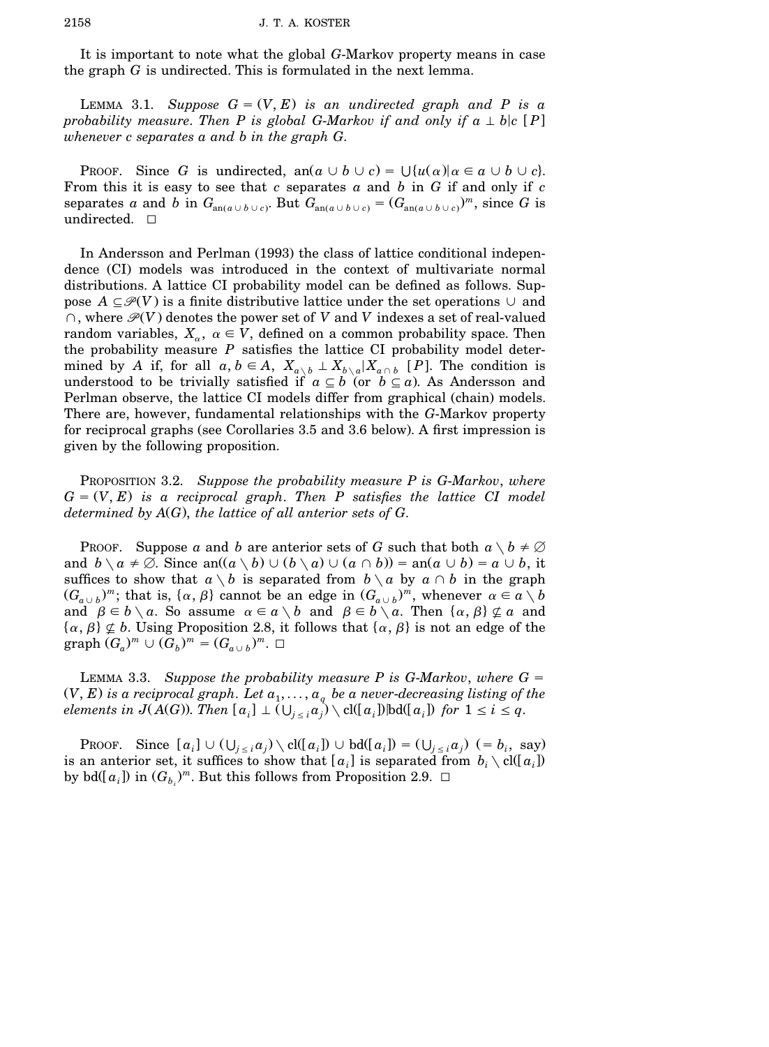It is important to note what the global $G$-Markov property means in case the graph $G$ is undirected. This is formulated in the next lemma.

LEMMA 3.1. *Suppose $G = (V, E)$ is an undirected graph and $P$ is a probability measure. Then $P$ is global $G$-Markov if and only if $a \perp b | c$ $[P]$ whenever $c$ separates $a$ and $b$ in the graph $G$.*

PROOF. Since $G$ is undirected, $\mathrm{an}(a \cup b \cup c) = \bigcup\{u(\alpha) | \alpha \in a \cup b \cup c\}$. From this it is easy to see that $c$ separates $a$ and $b$ in $G$ if and only if $c$ separates $a$ and $b$ in $G_{\mathrm{an}(a \cup b \cup c)}$. But $G_{\mathrm{an}(a \cup b \cup c)} = (G_{\mathrm{an}(a \cup b \cup c)})^m$, since $G$ is undirected. □

In Andersson and Perlman (1993) the class of lattice conditional independence (CI) models was introduced in the context of multivariate normal distributions. A lattice CI probability model can be defined as follows. Suppose $A \subseteq \mathscr{P}(V)$ is a finite distributive lattice under the set operations $\cup$ and $\cap$, where $\mathscr{P}(V)$ denotes the power set of $V$ and $V$ indexes a set of real-valued random variables, $X_\alpha$, $\alpha \in V$, defined on a common probability space. Then the probability measure $P$ satisfies the lattice CI probability model determined by $A$ if, for all $a, b \in A$, $X_{a \setminus b} \perp X_{b \setminus a} | X_{a \cap b}$ $[P]$. The condition is understood to be trivially satisfied if $a \subseteq b$ (or $b \subseteq a$). As Andersson and Perlman observe, the lattice CI models differ from graphical (chain) models. There are, however, fundamental relationships with the $G$-Markov property for reciprocal graphs (see Corollaries 3.5 and 3.6 below). A first impression is given by the following proposition.

PROPOSITION 3.2. *Suppose the probability measure $P$ is $G$-Markov, where $G = (V, E)$ is a reciprocal graph. Then $P$ satisfies the lattice CI model determined by $A(G)$, the lattice of all anterior sets of $G$.*

PROOF. Suppose $a$ and $b$ are anterior sets of $G$ such that both $a \setminus b \neq \varnothing$ and $b \setminus a \neq \varnothing$. Since $\mathrm{an}((a \setminus b) \cup (b \setminus a) \cup (a \cap b)) = \mathrm{an}(a \cup b) = a \cup b$, it suffices to show that $a \setminus b$ is separated from $b \setminus a$ by $a \cap b$ in the graph $(G_{a \cup b})^m$; that is, $\{\alpha, \beta\}$ cannot be an edge in $(G_{a \cup b})^m$, whenever $\alpha \in a \setminus b$ and $\beta \in b \setminus a$. So assume $\alpha \in a \setminus b$ and $\beta \in b \setminus a$. Then $\{\alpha, \beta\} \not\subseteq a$ and $\{\alpha, \beta\} \not\subseteq b$. Using Proposition 2.8, it follows that $\{\alpha, \beta\}$ is not an edge of the graph $(G_a)^m \cup (G_b)^m = (G_{a \cup b})^m$. □

LEMMA 3.3. *Suppose the probability measure $P$ is $G$-Markov, where $G = (V, E)$ is a reciprocal graph. Let $a_1, \ldots, a_q$ be a never-decreasing listing of the elements in $J(A(G))$. Then $[a_i] \perp (\bigcup_{j \leq i} a_j) \setminus \mathrm{cl}([a_i]) | \mathrm{bd}([a_i])$ for $1 \leq i \leq q$.*

PROOF. Since $[a_i] \cup (\bigcup_{j \leq i} a_j) \setminus \mathrm{cl}([a_i]) \cup \mathrm{bd}([a_i]) = (\bigcup_{j \leq i} a_j)$ $(= b_i$, say) is an anterior set, it suffices to show that $[a_i]$ is separated from $b_i \setminus \mathrm{cl}([a_i])$ by $\mathrm{bd}([a_i])$ in $(G_{b_i})^m$. But this follows from Proposition 2.9. □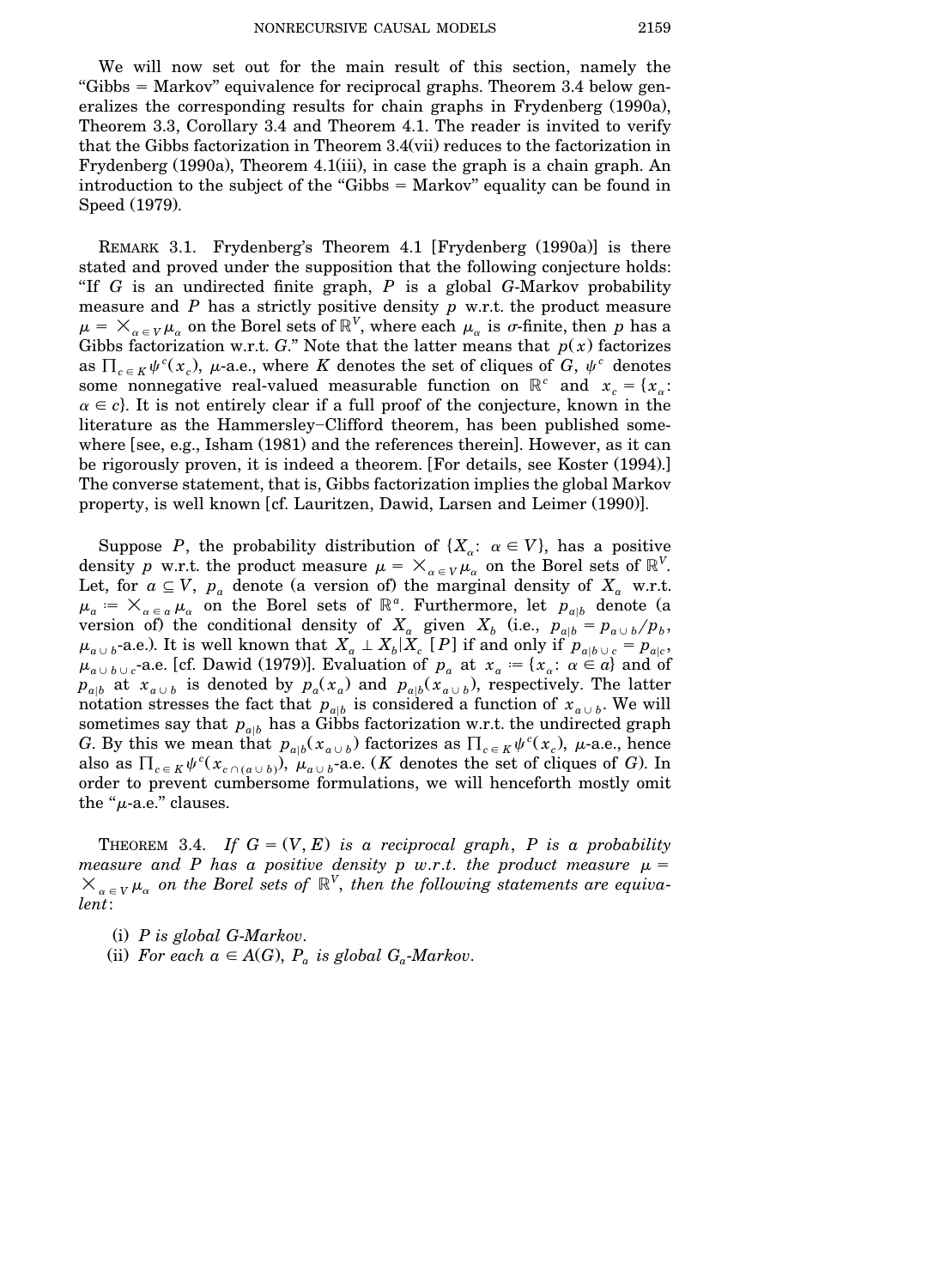We will now set out for the main result of this section, namely the "Gibbs = Markov" equivalence for reciprocal graphs. Theorem 3.4 below generalizes the corresponding results for chain graphs in Frydenberg (1990a), Theorem 3.3, Corollary 3.4 and Theorem 4.1. The reader is invited to verify that the Gibbs factorization in Theorem 3.4(vii) reduces to the factorization in Frydenberg (1990a), Theorem 4.1(iii), in case the graph is a chain graph. An introduction to the subject of the "Gibbs = Markov" equality can be found in Speed (1979).

REMARK 3.1. Frydenberg's Theorem 4.1 [Frydenberg (1990a)] is there stated and proved under the supposition that the following conjecture holds: "If $G$ is an undirected finite graph, $P$ is a global $G$-Markov probability measure and $P$ has a strictly positive density $p$ w.r.t. the product measure $\mu = \times_{\alpha \in V} \mu_\alpha$ on the Borel sets of $\mathbb{R}^V$, where each $\mu_\alpha$ is $\sigma$-finite, then $p$ has a Gibbs factorization w.r.t. $G$." Note that the latter means that $p(x)$ factorizes as $\prod_{c \in K} \psi^c(x_c)$, $\mu$-a.e., where $K$ denotes the set of cliques of $G$, $\psi^c$ denotes some nonnegative real-valued measurable function on $\mathbb{R}^c$ and $x_c = \{x_\alpha\colon \alpha \in c\}$. It is not entirely clear if a full proof of the conjecture, known in the literature as the Hammersley–Clifford theorem, has been published somewhere [see, e.g., Isham (1981) and the references therein]. However, as it can be rigorously proven, it is indeed a theorem. [For details, see Koster (1994).] The converse statement, that is, Gibbs factorization implies the global Markov property, is well known [cf. Lauritzen, Dawid, Larsen and Leimer (1990)].

Suppose $P$, the probability distribution of $\{X_\alpha\colon \alpha \in V\}$, has a positive density $p$ w.r.t. the product measure $\mu = \times_{\alpha \in V} \mu_\alpha$ on the Borel sets of $\mathbb{R}^V$. Let, for $a \subseteq V$, $p_a$ denote (a version of) the marginal density of $X_a$ w.r.t. $\mu_a := \times_{\alpha \in a} \mu_\alpha$ on the Borel sets of $\mathbb{R}^a$. Furthermore, let $p_{a|b}$ denote (a version of) the conditional density of $X_a$ given $X_b$ (i.e., $p_{a|b} = p_{a \cup b}/p_b$, $\mu_{a \cup b}$-a.e.). It is well known that $X_a \perp X_b | X_c$ $[P]$ if and only if $p_{a|b \cup c} = p_{a|c}$, $\mu_{a \cup b \cup c}$-a.e. [cf. Dawid (1979)]. Evaluation of $p_a$ at $x_a := \{x_\alpha\colon \alpha \in a\}$ and of $p_{a|b}$ at $x_{a \cup b}$ is denoted by $p_a(x_a)$ and $p_{a|b}(x_{a \cup b})$, respectively. The latter notation stresses the fact that $p_{a|b}$ is considered a function of $x_{a \cup b}$. We will sometimes say that $p_{a|b}$ has a Gibbs factorization w.r.t. the undirected graph $G$. By this we mean that $p_{a|b}(x_{a \cup b})$ factorizes as $\prod_{c \in K} \psi^c(x_c)$, $\mu$-a.e., hence also as $\prod_{c \in K} \psi^c(x_{c \cap (a \cup b)})$, $\mu_{a \cup b}$-a.e. ($K$ denotes the set of cliques of $G$). In order to prevent cumbersome formulations, we will henceforth mostly omit the "$\mu$-a.e." clauses.

THEOREM 3.4. *If $G = (V, E)$ is a reciprocal graph, $P$ is a probability measure and $P$ has a positive density $p$ w.r.t. the product measure $\mu = \times_{\alpha \in V} \mu_\alpha$ on the Borel sets of $\mathbb{R}^V$, then the following statements are equivalent*:

(i) *$P$ is global $G$-Markov.*

(ii) *For each $a \in A(G)$, $P_a$ is global $G_a$-Markov.*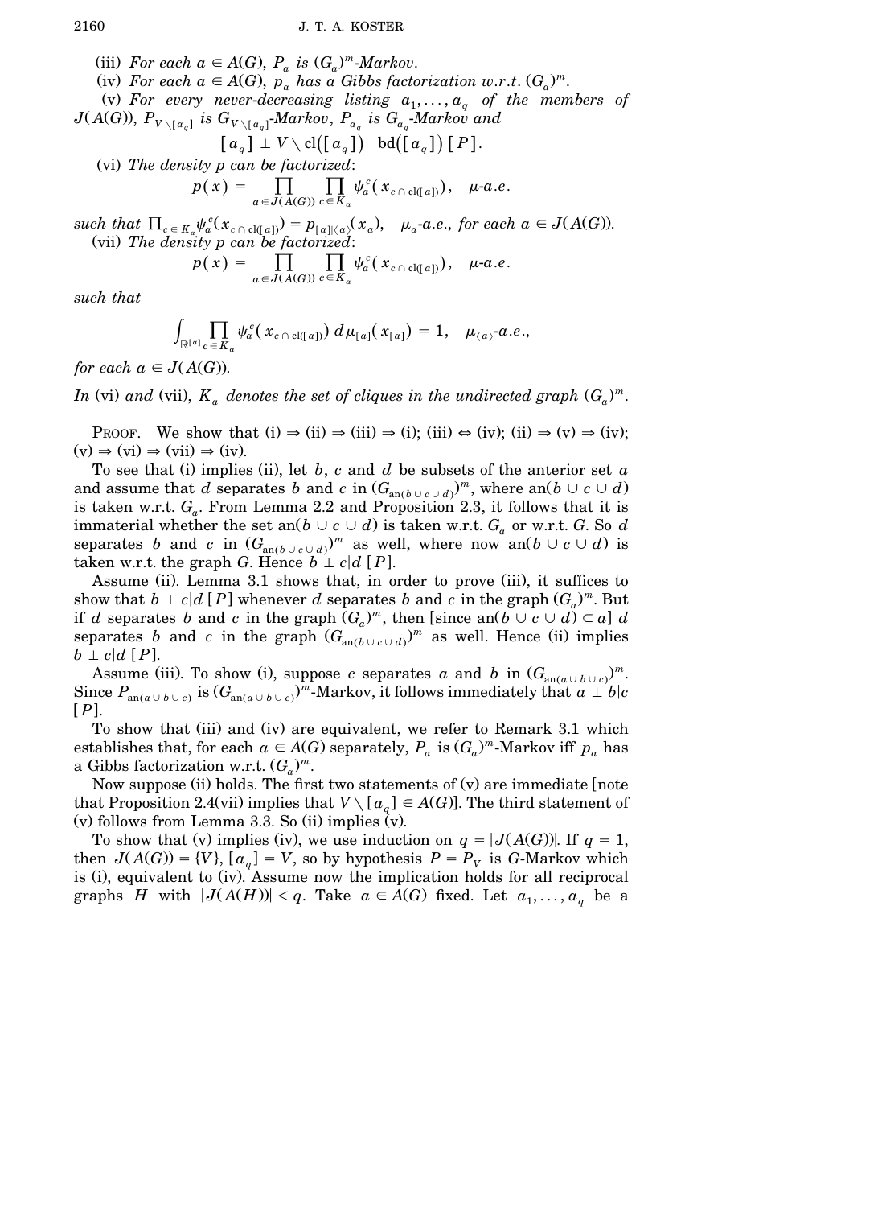(iii) *For each* $a \in A(G)$, $P_a$ *is* $(G_a)^m$*-Markov.*

(iv) *For each* $a \in A(G)$, $p_a$ *has a Gibbs factorization w.r.t.* $(G_a)^m$.

(v) *For every never-decreasing listing* $a_1, \dots, a_q$ *of the members of* $J(A(G))$, $P_{V \setminus [a_q]}$ *is* $G_{V \setminus [a_q]}$*-Markov,* $P_{a_q}$ *is* $G_{a_q}$*-Markov and*

$$[a_q] \perp V \setminus \mathrm{cl}([a_q]) \mid \mathrm{bd}([a_q])\,[P].$$

(vi) *The density* $p$ *can be factorized*:

$$p(x) = \prod_{a \in J(A(G))} \prod_{c \in K_a} \psi_a^c(x_{c \cap \mathrm{cl}([a])}), \quad \mu\text{-}a.e.$$

*such that* $\prod_{c \in K_a} \psi_a^c(x_{c \cap \mathrm{cl}([a])}) = p_{[a] | \langle a \rangle}(x_a)$, $\mu_a$*-a.e., for each* $a \in J(A(G))$.

(vii) *The density* $p$ *can be factorized*:

$$p(x) = \prod_{a \in J(A(G))} \prod_{c \in K_a} \psi_a^c(x_{c \cap \mathrm{cl}([a])}), \quad \mu\text{-}a.e.$$

*such that*

$$\int_{\mathbb{R}^{[a]}} \prod_{c \in K_a} \psi_a^c(x_{c \cap \mathrm{cl}([a])})\, d\mu_{[a]}(x_{[a]}) = 1, \quad \mu_{\langle a \rangle}\text{-}a.e.,$$

*for each* $a \in J(A(G))$.

*In* (vi) *and* (vii), $K_a$ *denotes the set of cliques in the undirected graph* $(G_a)^m$.

PROOF. We show that (i) ⇒ (ii) ⇒ (iii) ⇒ (i); (iii) ⇔ (iv); (ii) ⇒ (v) ⇒ (iv); (v) ⇒ (vi) ⇒ (vii) ⇒ (iv).

To see that (i) implies (ii), let $b$, $c$ and $d$ be subsets of the anterior set $a$ and assume that $d$ separates $b$ and $c$ in $(G_{\mathrm{an}(b \cup c \cup d)})^m$, where $\mathrm{an}(b \cup c \cup d)$ is taken w.r.t. $G_a$. From Lemma 2.2 and Proposition 2.3, it follows that it is immaterial whether the set $\mathrm{an}(b \cup c \cup d)$ is taken w.r.t. $G_a$ or w.r.t. $G$. So $d$ separates $b$ and $c$ in $(G_{\mathrm{an}(b \cup c \cup d)})^m$ as well, where now $\mathrm{an}(b \cup c \cup d)$ is taken w.r.t. the graph $G$. Hence $b \perp c | d\,[P]$.

Assume (ii). Lemma 3.1 shows that, in order to prove (iii), it suffices to show that $b \perp c | d\,[P]$ whenever $d$ separates $b$ and $c$ in the graph $(G_a)^m$. But if $d$ separates $b$ and $c$ in the graph $(G_a)^m$, then [since $\mathrm{an}(b \cup c \cup d) \subseteq a$] $d$ separates $b$ and $c$ in the graph $(G_{\mathrm{an}(b \cup c \cup d)})^m$ as well. Hence (ii) implies $b \perp c | d\,[P]$.

Assume (iii). To show (i), suppose $c$ separates $a$ and $b$ in $(G_{\mathrm{an}(a \cup b \cup c)})^m$. Since $P_{\mathrm{an}(a \cup b \cup c)}$ is $(G_{\mathrm{an}(a \cup b \cup c)})^m$-Markov, it follows immediately that $a \perp b | c$ $[P]$.

To show that (iii) and (iv) are equivalent, we refer to Remark 3.1 which establishes that, for each $a \in A(G)$ separately, $P_a$ is $(G_a)^m$-Markov iff $p_a$ has a Gibbs factorization w.r.t. $(G_a)^m$.

Now suppose (ii) holds. The first two statements of (v) are immediate [note that Proposition 2.4(vii) implies that $V \setminus [a_q] \in A(G)$]. The third statement of (v) follows from Lemma 3.3. So (ii) implies (v).

To show that (v) implies (iv), we use induction on $q = |J(A(G))|$. If $q = 1$, then $J(A(G)) = \{V\}$, $[a_q] = V$, so by hypothesis $P = P_V$ is $G$-Markov which is (i), equivalent to (iv). Assume now the implication holds for all reciprocal graphs $H$ with $|J(A(H))| < q$. Take $a \in A(G)$ fixed. Let $a_1, \dots, a_q$ be a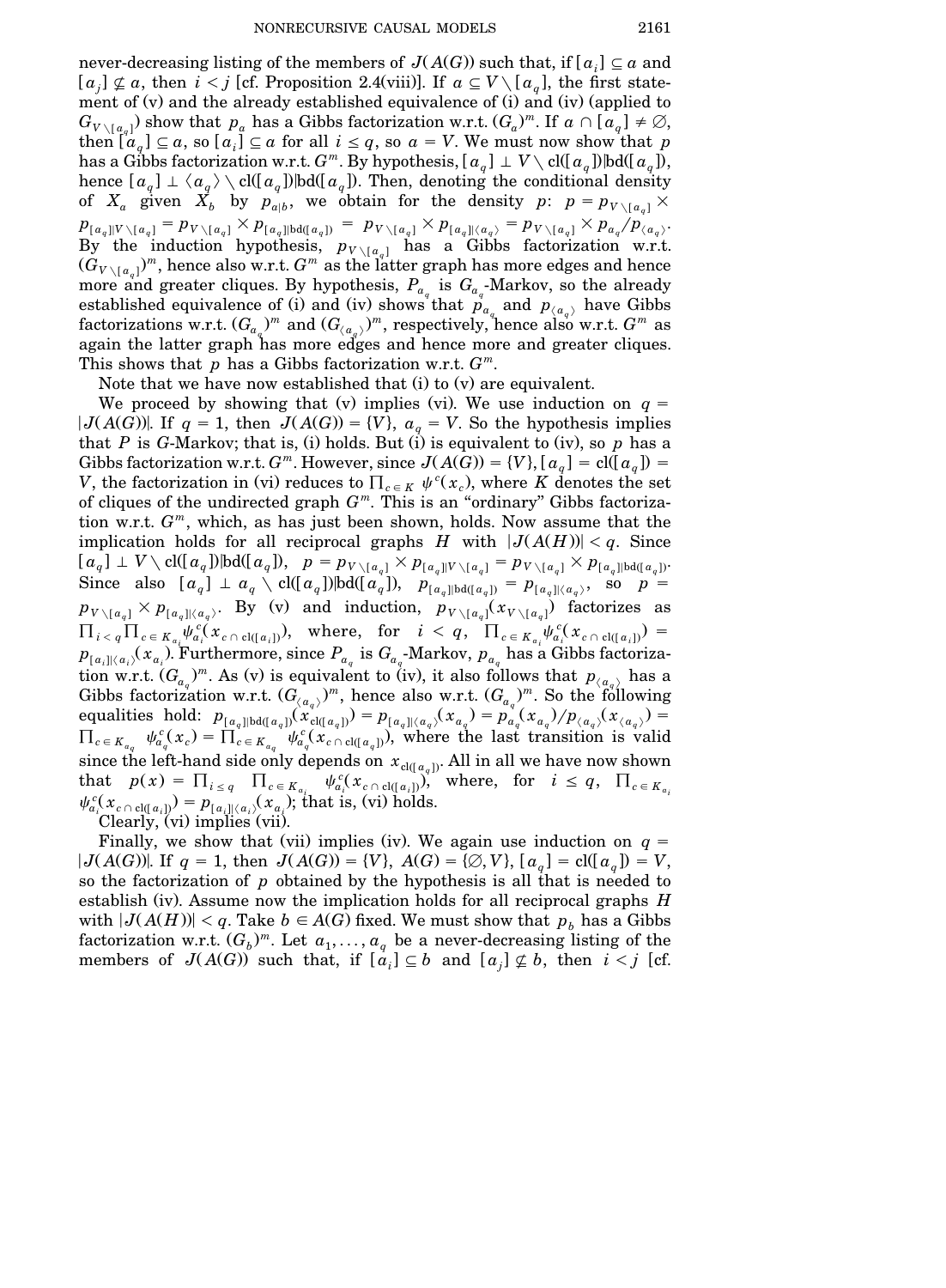never-decreasing listing of the members of $J(A(G))$ such that, if $[a_i] \subseteq a$ and $[a_j] \not\subseteq a$, then $i < j$ [cf. Proposition 2.4(viii)]. If $a \subseteq V \setminus [a_q]$, the first statement of (v) and the already established equivalence of (i) and (iv) (applied to $G_{V\setminus[a_q]}$) show that $p_a$ has a Gibbs factorization w.r.t. $(G_a)^m$. If $a \cap [a_q] \neq \emptyset$, then $[a_q] \subseteq a$, so $[a_i] \subseteq a$ for all $i \leq q$, so $a = V$. We must now show that $p$ has a Gibbs factorization w.r.t. $G^m$. By hypothesis, $[a_q] \perp V \setminus \mathrm{cl}([a_q]) | \mathrm{bd}([a_q])$, hence $[a_q] \perp \langle a_q \rangle \setminus \mathrm{cl}([a_q]) | \mathrm{bd}([a_q])$. Then, denoting the conditional density of $X_a$ given $X_b$ by $p_{a|b}$, we obtain for the density $p$: $p = p_{V\setminus[a_q]} \times p_{[a_q]|V\setminus[a_q]} = p_{V\setminus[a_q]} \times p_{[a_q]|\mathrm{bd}([a_q])} = p_{V\setminus[a_q]} \times p_{[a_q]|\langle a_q\rangle} = p_{V\setminus[a_q]} \times p_{a_q}/p_{\langle a_q\rangle}$. By the induction hypothesis, $p_{V\setminus[a_q]}$ has a Gibbs factorization w.r.t. $(G_{V\setminus[a_q]})^m$, hence also w.r.t. $G^m$ as the latter graph has more edges and hence more and greater cliques. By hypothesis, $P_{a_q}$ is $G_{a_q}$-Markov, so the already established equivalence of (i) and (iv) shows that $p_{a_q}$ and $p_{\langle a_q\rangle}$ have Gibbs factorizations w.r.t. $(G_{a_q})^m$ and $(G_{\langle a_q\rangle})^m$, respectively, hence also w.r.t. $G^m$ as again the latter graph has more edges and hence more and greater cliques. This shows that $p$ has a Gibbs factorization w.r.t. $G^m$.

Note that we have now established that (i) to (v) are equivalent.

We proceed by showing that (v) implies (vi). We use induction on $q = |J(A(G))|$. If $q = 1$, then $J(A(G)) = \{V\}$, $a_q = V$. So the hypothesis implies that $P$ is $G$-Markov; that is, (i) holds. But (i) is equivalent to (iv), so $p$ has a Gibbs factorization w.r.t. $G^m$. However, since $J(A(G)) = \{V\}, [a_q] = \mathrm{cl}([a_q]) = V$, the factorization in (vi) reduces to $\prod_{c\in K} \psi^c(x_c)$, where $K$ denotes the set of cliques of the undirected graph $G^m$. This is an "ordinary" Gibbs factorization w.r.t. $G^m$, which, as has just been shown, holds. Now assume that the implication holds for all reciprocal graphs $H$ with $|J(A(H))| < q$. Since $[a_q] \perp V \setminus \mathrm{cl}([a_q]) | \mathrm{bd}([a_q])$, $p = p_{V\setminus[a_q]} \times p_{[a_q]|V\setminus[a_q]} = p_{V\setminus[a_q]} \times p_{[a_q]|\mathrm{bd}([a_q])}$. Since also $[a_q] \perp a_q \setminus \mathrm{cl}([a_q]) | \mathrm{bd}([a_q])$, $p_{[a_q]|\mathrm{bd}([a_q])} = p_{[a_q]|\langle a_q\rangle}$, so $p = p_{V\setminus[a_q]} \times p_{[a_q]|\langle a_q\rangle}$. By (v) and induction, $p_{V\setminus[a_q]}(x_{V\setminus[a_q]})$ factorizes as $\prod_{i<q} \prod_{c\in K_{a_i}} \psi^c_{a_i}(x_{c\cap \mathrm{cl}([a_i])})$, where, for $i < q$, $\prod_{c\in K_{a_i}} \psi^c_{a_i}(x_{c\cap\mathrm{cl}([a_i])}) = p_{[a_i]|\langle a_i\rangle}(x_{a_i})$. Furthermore, since $P_{a_q}$ is $G_{a_q}$-Markov, $p_{a_q}$ has a Gibbs factorization w.r.t. $(G_{a_q})^m$. As (v) is equivalent to (iv), it also follows that $p_{\langle a_q\rangle}$ has a Gibbs factorization w.r.t. $(G_{\langle a_q\rangle})^m$, hence also w.r.t. $(G_{a_q})^m$. So the following equalities hold: $p_{[a_q]|\mathrm{bd}([a_q])}(x_{\mathrm{cl}([a_q])}) = p_{[a_q]|\langle a_q\rangle}(x_{a_q}) = p_{a_q}(x_{a_q})/p_{\langle a_q\rangle}(x_{\langle a_q\rangle}) = \prod_{c\in K_{a_q}} \psi^c_{a_q}(x_c) = \prod_{c\in K_{a_q}} \psi^c_{a_q}(x_{c\cap\mathrm{cl}([a_q])})$, where the last transition is valid since the left-hand side only depends on $x_{\mathrm{cl}([a_q])}$. All in all we have now shown that $p(x) = \prod_{i\leq q} \prod_{c\in K_{a_i}} \psi^c_{a_i}(x_{c\cap\mathrm{cl}([a_i])})$, where, for $i \leq q$, $\prod_{c\in K_{a_i}} \psi^c_{a_i}(x_{c\cap\mathrm{cl}([a_i])}) = p_{[a_i]|\langle a_i\rangle}(x_{a_i})$; that is, (vi) holds.

Clearly, (vi) implies (vii).

Finally, we show that (vii) implies (iv). We again use induction on $q = |J(A(G))|$. If $q = 1$, then $J(A(G)) = \{V\}$, $A(G) = \{\emptyset, V\}$, $[a_q] = \mathrm{cl}([a_q]) = V$, so the factorization of $p$ obtained by the hypothesis is all that is needed to establish (iv). Assume now the implication holds for all reciprocal graphs $H$ with $|J(A(H))| < q$. Take $b \in A(G)$ fixed. We must show that $p_b$ has a Gibbs factorization w.r.t. $(G_b)^m$. Let $a_1, \ldots, a_q$ be a never-decreasing listing of the members of $J(A(G))$ such that, if $[a_i] \subseteq b$ and $[a_j] \not\subseteq b$, then $i < j$ [cf.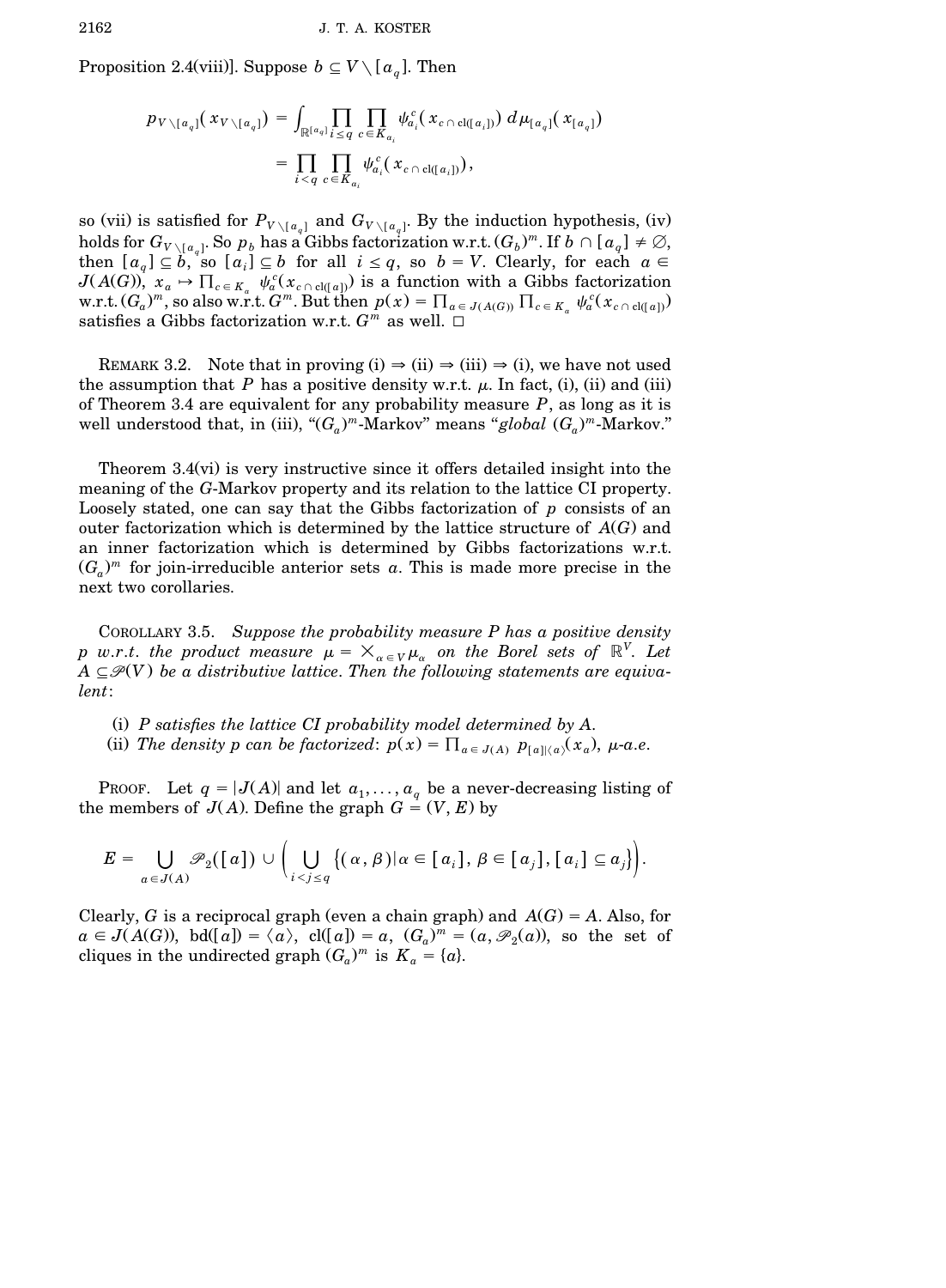Proposition 2.4(viii)]. Suppose $b \subseteq V \setminus [a_q]$. Then

$$p_{V\setminus[a_q]}(x_{V\setminus[a_q]}) = \int_{\mathbb{R}^{[a_q]}} \prod_{i \le q} \prod_{c \in K_{a_i}} \psi_{a_i}^c(x_{c\cap \mathrm{cl}([a_i])})\, d\mu_{[a_q]}(x_{[a_q]})$$

$$= \prod_{i<q} \prod_{c \in K_{a_i}} \psi_{a_i}^c(x_{c\cap \mathrm{cl}([a_i])}),$$

so (vii) is satisfied for $P_{V\setminus[a_q]}$ and $G_{V\setminus[a_q]}$. By the induction hypothesis, (iv) holds for $G_{V\setminus[a_q]}$. So $p_b$ has a Gibbs factorization w.r.t. $(G_b)^m$. If $b \cap [a_q] \neq \emptyset$, then $[a_q] \subseteq b$, so $[a_i] \subseteq b$ for all $i \le q$, so $b = V$. Clearly, for each $a \in J(A(G))$, $x_a \mapsto \prod_{c \in K_a} \psi_a^c(x_{c\cap\mathrm{cl}([a])})$ is a function with a Gibbs factorization w.r.t. $(G_a)^m$, so also w.r.t. $G^m$. But then $p(x) = \prod_{a \in J(A(G))} \prod_{c \in K_a} \psi_a^c(x_{c \cap \mathrm{cl}([a])})$ satisfies a Gibbs factorization w.r.t. $G^m$ as well. $\square$

REMARK 3.2. Note that in proving (i) $\Rightarrow$ (ii) $\Rightarrow$ (iii) $\Rightarrow$ (i), we have not used the assumption that $P$ has a positive density w.r.t. $\mu$. In fact, (i), (ii) and (iii) of Theorem 3.4 are equivalent for any probability measure $P$, as long as it is well understood that, in (iii), "$(G_a)^m$-Markov" means "*global* $(G_a)^m$-Markov."

Theorem 3.4(vi) is very instructive since it offers detailed insight into the meaning of the $G$-Markov property and its relation to the lattice CI property. Loosely stated, one can say that the Gibbs factorization of $p$ consists of an outer factorization which is determined by the lattice structure of $A(G)$ and an inner factorization which is determined by Gibbs factorizations w.r.t. $(G_a)^m$ for join-irreducible anterior sets $a$. This is made more precise in the next two corollaries.

COROLLARY 3.5. *Suppose the probability measure $P$ has a positive density $p$ w.r.t. the product measure $\mu = \times_{\alpha \in V} \mu_\alpha$ on the Borel sets of $\mathbb{R}^V$. Let $A \subseteq \mathscr{P}(V)$ be a distributive lattice. Then the following statements are equivalent*:

(i) *$P$ satisfies the lattice CI probability model determined by $A$.*
(ii) *The density $p$ can be factorized: $p(x) = \prod_{a \in J(A)} p_{[a]|\langle a\rangle}(x_a)$, $\mu$-a.e.*

PROOF. Let $q = |J(A)|$ and let $a_1, \dots, a_q$ be a never-decreasing listing of the members of $J(A)$. Define the graph $G = (V, E)$ by

$$E = \bigcup_{a \in J(A)} \mathscr{P}_2([a]) \cup \left( \bigcup_{i<j\le q} \{(\alpha, \beta) | \alpha \in [a_i], \beta \in [a_j], [a_i] \subseteq a_j\} \right).$$

Clearly, $G$ is a reciprocal graph (even a chain graph) and $A(G) = A$. Also, for $a \in J(A(G))$, $\mathrm{bd}([a]) = \langle a \rangle$, $\mathrm{cl}([a]) = a$, $(G_a)^m = (a, \mathscr{P}_2(a))$, so the set of cliques in the undirected graph $(G_a)^m$ is $K_a = \{a\}$.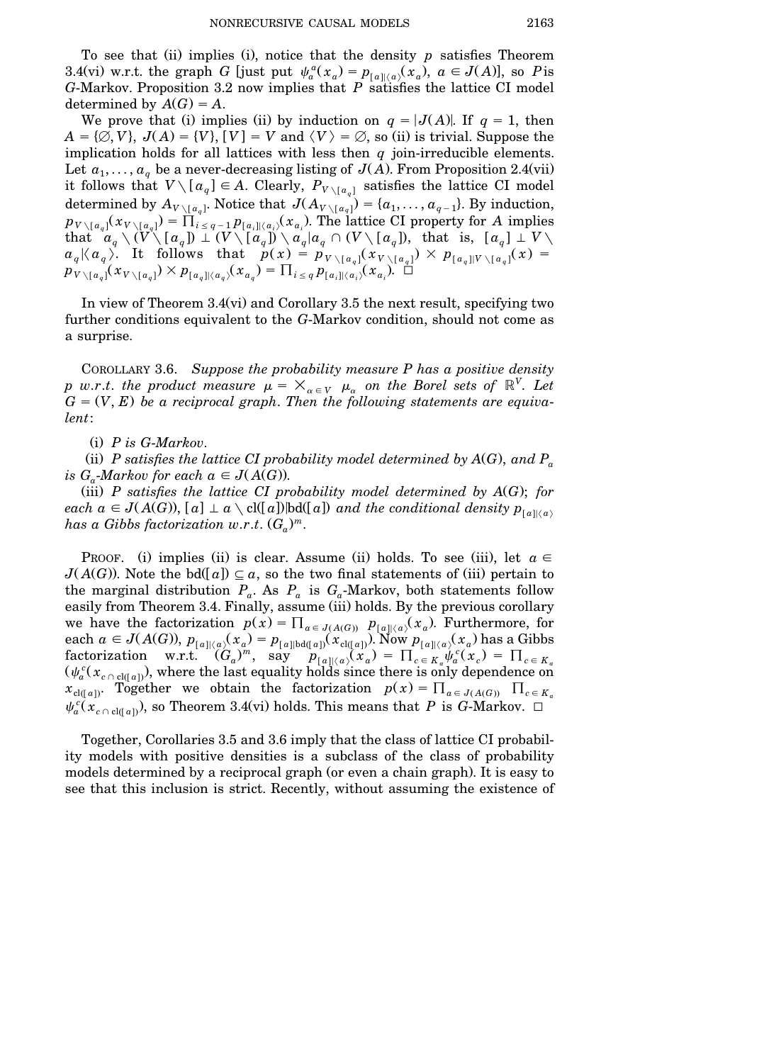To see that (ii) implies (i), notice that the density $p$ satisfies Theorem 3.4(vi) w.r.t. the graph $G$ [just put $\psi_a^a(x_a) = p_{[a]|\langle a \rangle}(x_a)$, $a \in J(A)$], so $P$ is $G$-Markov. Proposition 3.2 now implies that $P$ satisfies the lattice CI model determined by $A(G) = A$.

We prove that (i) implies (ii) by induction on $q = |J(A)|$. If $q = 1$, then $A = \{\emptyset, V\}$, $J(A) = \{V\}$, $[V] = V$ and $\langle V \rangle = \emptyset$, so (ii) is trivial. Suppose the implication holds for all lattices with less then $q$ join-irreducible elements. Let $a_1, \dots, a_q$ be a never-decreasing listing of $J(A)$. From Proposition 2.4(vii) it follows that $V \setminus [a_q] \in A$. Clearly, $P_{V \setminus [a_q]}$ satisfies the lattice CI model determined by $A_{V \setminus [a_q]}$. Notice that $J(A_{V \setminus [a_q]}) = \{a_1, \dots, a_{q-1}\}$. By induction, $p_{V \setminus [a_q]}(x_{V \setminus [a_q]}) = \prod_{i \le q-1} p_{[a_i]|\langle a_i \rangle}(x_{a_i})$. The lattice CI property for $A$ implies that $a_q \setminus (V \setminus [a_q]) \perp (V \setminus [a_q]) \setminus a_q | a_q \cap (V \setminus [a_q])$, that is, $[a_q] \perp V \setminus a_q | \langle a_q \rangle$. It follows that $p(x) = p_{V \setminus [a_q]}(x_{V \setminus [a_q]}) \times p_{[a_q]|V \setminus [a_q]}(x) = p_{V \setminus [a_q]}(x_{V \setminus [a_q]}) \times p_{[a_q]|\langle a_q \rangle}(x_{a_q}) = \prod_{i \le q} p_{[a_i]|\langle a_i \rangle}(x_{a_i})$. $\square$

In view of Theorem 3.4(vi) and Corollary 3.5 the next result, specifying two further conditions equivalent to the $G$-Markov condition, should not come as a surprise.

COROLLARY 3.6. *Suppose the probability measure $P$ has a positive density $p$ w.r.t. the product measure $\mu = \times_{\alpha \in V} \mu_\alpha$ on the Borel sets of $\mathbb{R}^V$. Let $G = (V, E)$ be a reciprocal graph. Then the following statements are equivalent*:

(i) *$P$ is $G$-Markov.*

(ii) *$P$ satisfies the lattice CI probability model determined by $A(G)$, and $P_a$ is $G_a$-Markov for each $a \in J(A(G))$.*

(iii) *$P$ satisfies the lattice CI probability model determined by $A(G)$; for each $a \in J(A(G))$, $[a] \perp a \setminus \mathrm{cl}([a]) | \mathrm{bd}([a])$ and the conditional density $p_{[a]|\langle a \rangle}$ has a Gibbs factorization w.r.t. $(G_a)^m$.*

PROOF. (i) implies (ii) is clear. Assume (ii) holds. To see (iii), let $a \in J(A(G))$. Note the $\mathrm{bd}([a]) \subseteq a$, so the two final statements of (iii) pertain to the marginal distribution $P_a$. As $P_a$ is $G_a$-Markov, both statements follow easily from Theorem 3.4. Finally, assume (iii) holds. By the previous corollary we have the factorization $p(x) = \prod_{a \in J(A(G))} p_{[a]|\langle a \rangle}(x_a)$. Furthermore, for each $a \in J(A(G))$, $p_{[a]|\langle a \rangle}(x_a) = p_{[a]|\mathrm{bd}([a])}(x_{\mathrm{cl}([a])})$. Now $p_{[a]|\langle a \rangle}(x_a)$ has a Gibbs factorization w.r.t. $(G_a)^m$, say $p_{[a]|\langle a \rangle}(x_a) = \prod_{c \in K_a} \psi_a^c(x_c) = \prod_{c \in K_a} (\psi_a^c(x_{c \cap \mathrm{cl}([a])})$, where the last equality holds since there is only dependence on $x_{\mathrm{cl}([a])}$. Together we obtain the factorization $p(x) = \prod_{a \in J(A(G))} \prod_{c \in K_a} \psi_a^c(x_{c \cap \mathrm{cl}([a])})$, so Theorem 3.4(vi) holds. This means that $P$ is $G$-Markov. $\square$

Together, Corollaries 3.5 and 3.6 imply that the class of lattice CI probability models with positive densities is a subclass of the class of probability models determined by a reciprocal graph (or even a chain graph). It is easy to see that this inclusion is strict. Recently, without assuming the existence of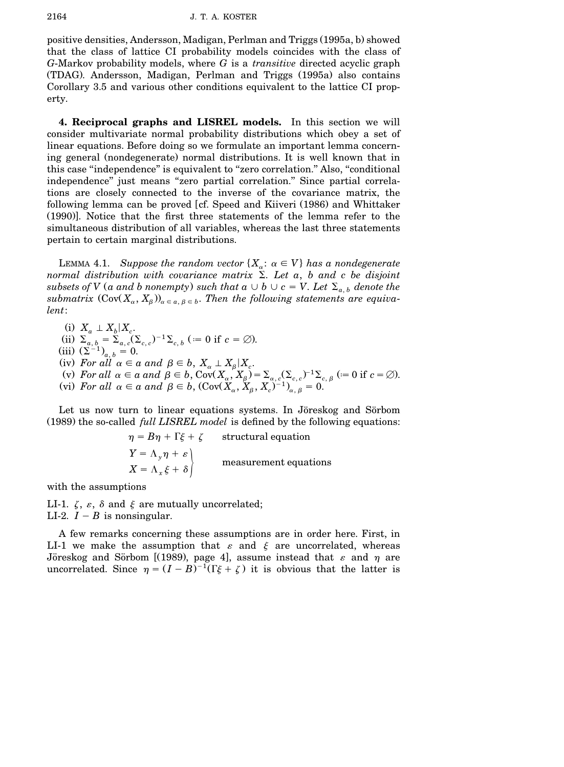positive densities, Andersson, Madigan, Perlman and Triggs (1995a, b) showed that the class of lattice CI probability models coincides with the class of $G$-Markov probability models, where $G$ is a *transitive* directed acyclic graph (TDAG). Andersson, Madigan, Perlman and Triggs (1995a) also contains Corollary 3.5 and various other conditions equivalent to the lattice CI property.

## 4. Reciprocal graphs and LISREL models.

In this section we will consider multivariate normal probability distributions which obey a set of linear equations. Before doing so we formulate an important lemma concerning general (nondegenerate) normal distributions. It is well known that in this case "independence" is equivalent to "zero correlation." Also, "conditional independence" just means "zero partial correlation." Since partial correlations are closely connected to the inverse of the covariance matrix, the following lemma can be proved [cf. Speed and Kiiveri (1986) and Whittaker (1990)]. Notice that the first three statements of the lemma refer to the simultaneous distribution of all variables, whereas the last three statements pertain to certain marginal distributions.

LEMMA 4.1. *Suppose the random vector* $\{X_\alpha \colon \alpha \in V\}$ *has a nondegenerate normal distribution with covariance matrix* $\Sigma$. *Let* $a$, $b$ *and* $c$ *be disjoint subsets of* $V$ ($a$ *and* $b$ *nonempty*) *such that* $a \cup b \cup c = V$. *Let* $\Sigma_{a,b}$ *denote the submatrix* $(\mathrm{Cov}(X_\alpha, X_\beta))_{\alpha \in a, \beta \in b}$. *Then the following statements are equivalent*:

(i) $X_a \perp X_b | X_c$.

(ii) $\Sigma_{a,b} = \Sigma_{a,c}(\Sigma_{c,c})^{-1}\Sigma_{c,b}$ ($:= 0$ if $c = \varnothing$).

(iii) $(\Sigma^{-1})_{a,b} = 0$.

(iv) *For all* $\alpha \in a$ *and* $\beta \in b$, $X_\alpha \perp X_\beta | X_c$.

(v) *For all* $\alpha \in a$ *and* $\beta \in b$, $\mathrm{Cov}(X_\alpha, X_\beta) = \Sigma_{\alpha,c}(\Sigma_{c,c})^{-1}\Sigma_{c,\beta}$ ($:= 0$ if $c = \varnothing$).

(vi) *For all* $\alpha \in a$ *and* $\beta \in b$, $(\mathrm{Cov}(X_\alpha, X_\beta, X_c)^{-1})_{\alpha,\beta} = 0$.

Let us now turn to linear equations systems. In Jöreskog and Sörbom (1989) the so-called *full LISREL model* is defined by the following equations:

$$\eta = B\eta + \Gamma\xi + \zeta \qquad \text{structural equation}$$

$$\left.\begin{aligned} Y &= \Lambda_y \eta + \varepsilon \\ X &= \Lambda_x \xi + \delta \end{aligned}\right\} \qquad \text{measurement equations}$$

with the assumptions

LI-1. $\zeta$, $\varepsilon$, $\delta$ and $\xi$ are mutually uncorrelated;
LI-2. $I - B$ is nonsingular.

A few remarks concerning these assumptions are in order here. First, in LI-1 we make the assumption that $\varepsilon$ and $\xi$ are uncorrelated, whereas Jöreskog and Sörbom [(1989), page 4], assume instead that $\varepsilon$ and $\eta$ are uncorrelated. Since $\eta = (I - B)^{-1}(\Gamma\xi + \zeta)$ it is obvious that the latter is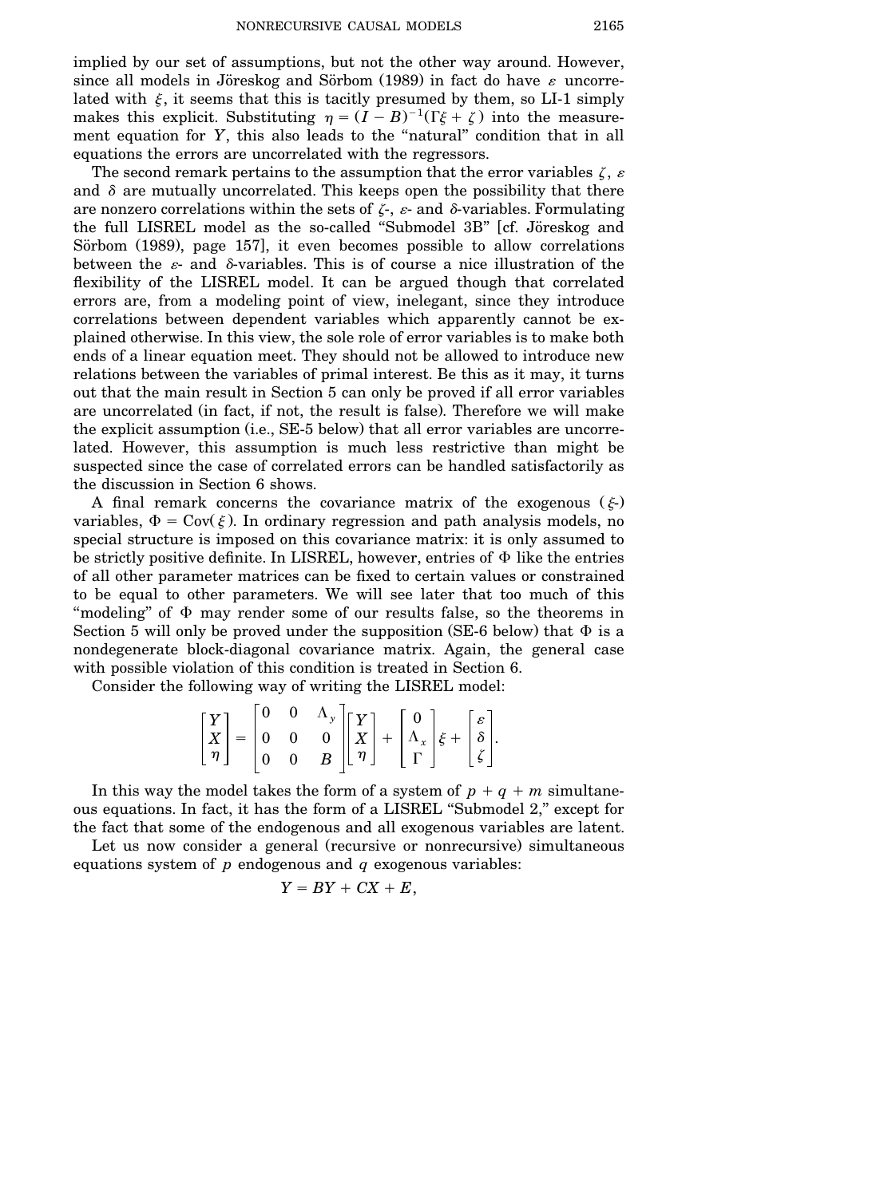implied by our set of assumptions, but not the other way around. However, since all models in Jöreskog and Sörbom (1989) in fact do have $\varepsilon$ uncorrelated with $\xi$, it seems that this is tacitly presumed by them, so LI-1 simply makes this explicit. Substituting $\eta = (I - B)^{-1}(\Gamma\xi + \zeta)$ into the measurement equation for $Y$, this also leads to the "natural" condition that in all equations the errors are uncorrelated with the regressors.

The second remark pertains to the assumption that the error variables $\zeta$, $\varepsilon$ and $\delta$ are mutually uncorrelated. This keeps open the possibility that there are nonzero correlations within the sets of $\zeta$-, $\varepsilon$- and $\delta$-variables. Formulating the full LISREL model as the so-called "Submodel 3B" [cf. Jöreskog and Sörbom (1989), page 157], it even becomes possible to allow correlations between the $\varepsilon$- and $\delta$-variables. This is of course a nice illustration of the flexibility of the LISREL model. It can be argued though that correlated errors are, from a modeling point of view, inelegant, since they introduce correlations between dependent variables which apparently cannot be explained otherwise. In this view, the sole role of error variables is to make both ends of a linear equation meet. They should not be allowed to introduce new relations between the variables of primal interest. Be this as it may, it turns out that the main result in Section 5 can only be proved if all error variables are uncorrelated (in fact, if not, the result is false). Therefore we will make the explicit assumption (i.e., SE-5 below) that all error variables are uncorrelated. However, this assumption is much less restrictive than might be suspected since the case of correlated errors can be handled satisfactorily as the discussion in Section 6 shows.

A final remark concerns the covariance matrix of the exogenous ($\xi$-) variables, $\Phi = \mathrm{Cov}(\xi)$. In ordinary regression and path analysis models, no special structure is imposed on this covariance matrix: it is only assumed to be strictly positive definite. In LISREL, however, entries of $\Phi$ like the entries of all other parameter matrices can be fixed to certain values or constrained to be equal to other parameters. We will see later that too much of this "modeling" of $\Phi$ may render some of our results false, so the theorems in Section 5 will only be proved under the supposition (SE-6 below) that $\Phi$ is a nondegenerate block-diagonal covariance matrix. Again, the general case with possible violation of this condition is treated in Section 6.

Consider the following way of writing the LISREL model:

$$\begin{bmatrix} Y \\ X \\ \eta \end{bmatrix} = \begin{bmatrix} 0 & 0 & \Lambda_y \\ 0 & 0 & 0 \\ 0 & 0 & B \end{bmatrix} \begin{bmatrix} Y \\ X \\ \eta \end{bmatrix} + \begin{bmatrix} 0 \\ \Lambda_x \\ \Gamma \end{bmatrix} \xi + \begin{bmatrix} \varepsilon \\ \delta \\ \zeta \end{bmatrix}.$$

In this way the model takes the form of a system of $p + q + m$ simultaneous equations. In fact, it has the form of a LISREL "Submodel 2," except for the fact that some of the endogenous and all exogenous variables are latent.

Let us now consider a general (recursive or nonrecursive) simultaneous equations system of $p$ endogenous and $q$ exogenous variables:

$$Y = BY + CX + E,$$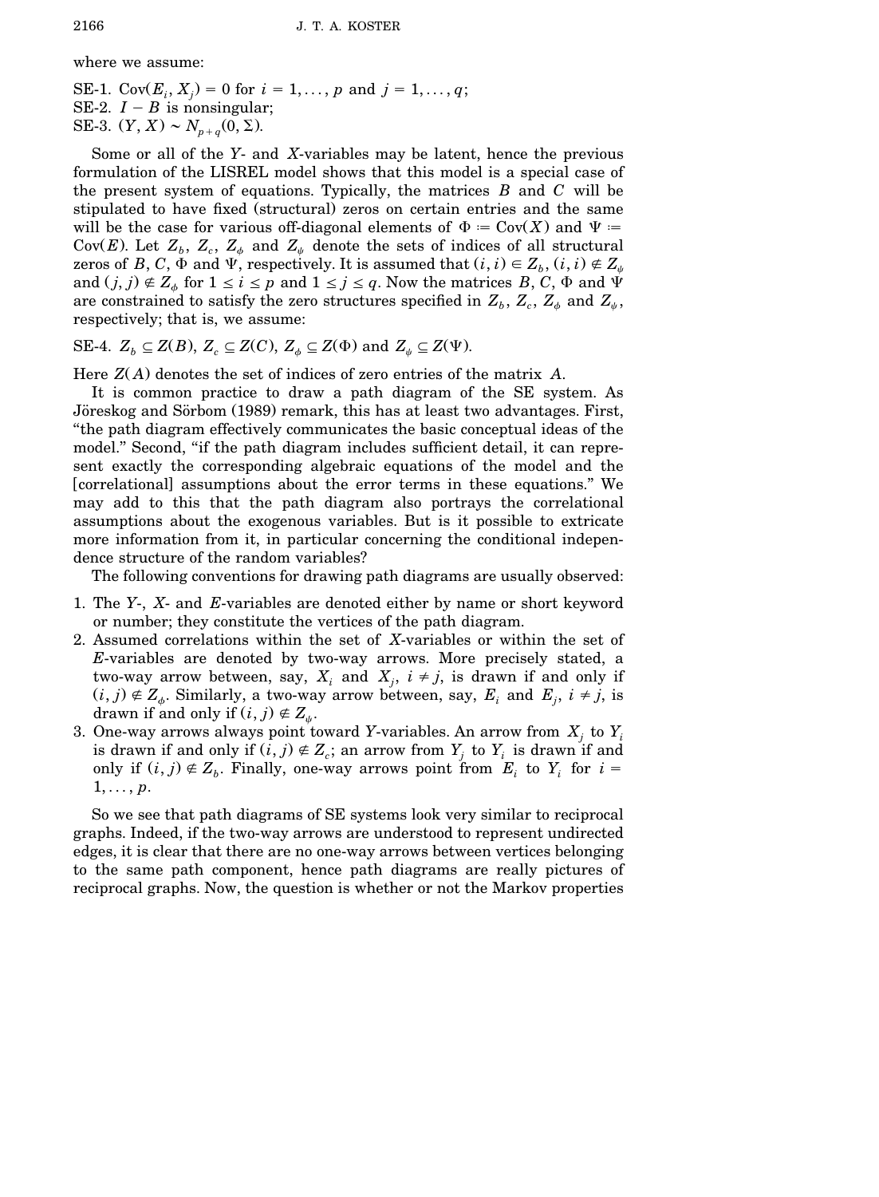where we assume:

SE-1. $\operatorname{Cov}(E_i, X_j) = 0$ for $i = 1, \ldots, p$ and $j = 1, \ldots, q$;
SE-2. $I - B$ is nonsingular;
SE-3. $(Y, X) \sim N_{p+q}(0, \Sigma)$.

Some or all of the $Y$- and $X$-variables may be latent, hence the previous formulation of the LISREL model shows that this model is a special case of the present system of equations. Typically, the matrices $B$ and $C$ will be stipulated to have fixed (structural) zeros on certain entries and the same will be the case for various off-diagonal elements of $\Phi := \operatorname{Cov}(X)$ and $\Psi := \operatorname{Cov}(E)$. Let $Z_b$, $Z_c$, $Z_\phi$ and $Z_\psi$ denote the sets of indices of all structural zeros of $B$, $C$, $\Phi$ and $\Psi$, respectively. It is assumed that $(i, i) \in Z_b$, $(i, i) \notin Z_\psi$ and $(j, j) \notin Z_\phi$ for $1 \le i \le p$ and $1 \le j \le q$. Now the matrices $B$, $C$, $\Phi$ and $\Psi$ are constrained to satisfy the zero structures specified in $Z_b$, $Z_c$, $Z_\phi$ and $Z_\psi$, respectively; that is, we assume:

SE-4. $Z_b \subseteq Z(B)$, $Z_c \subseteq Z(C)$, $Z_\phi \subseteq Z(\Phi)$ and $Z_\psi \subseteq Z(\Psi)$.

Here $Z(A)$ denotes the set of indices of zero entries of the matrix $A$.

It is common practice to draw a path diagram of the SE system. As Jöreskog and Sörbom (1989) remark, this has at least two advantages. First, "the path diagram effectively communicates the basic conceptual ideas of the model." Second, "if the path diagram includes sufficient detail, it can represent exactly the corresponding algebraic equations of the model and the [correlational] assumptions about the error terms in these equations." We may add to this that the path diagram also portrays the correlational assumptions about the exogenous variables. But is it possible to extricate more information from it, in particular concerning the conditional independence structure of the random variables?

The following conventions for drawing path diagrams are usually observed:

1. The $Y$-, $X$- and $E$-variables are denoted either by name or short keyword or number; they constitute the vertices of the path diagram.
2. Assumed correlations within the set of $X$-variables or within the set of $E$-variables are denoted by two-way arrows. More precisely stated, a two-way arrow between, say, $X_i$ and $X_j$, $i \ne j$, is drawn if and only if $(i, j) \notin Z_\phi$. Similarly, a two-way arrow between, say, $E_i$ and $E_j$, $i \ne j$, is drawn if and only if $(i, j) \notin Z_\psi$.
3. One-way arrows always point toward $Y$-variables. An arrow from $X_j$ to $Y_i$ is drawn if and only if $(i, j) \notin Z_c$; an arrow from $Y_j$ to $Y_i$ is drawn if and only if $(i, j) \notin Z_b$. Finally, one-way arrows point from $E_i$ to $Y_i$ for $i = 1, \ldots, p$.

So we see that path diagrams of SE systems look very similar to reciprocal graphs. Indeed, if the two-way arrows are understood to represent undirected edges, it is clear that there are no one-way arrows between vertices belonging to the same path component, hence path diagrams are really pictures of reciprocal graphs. Now, the question is whether or not the Markov properties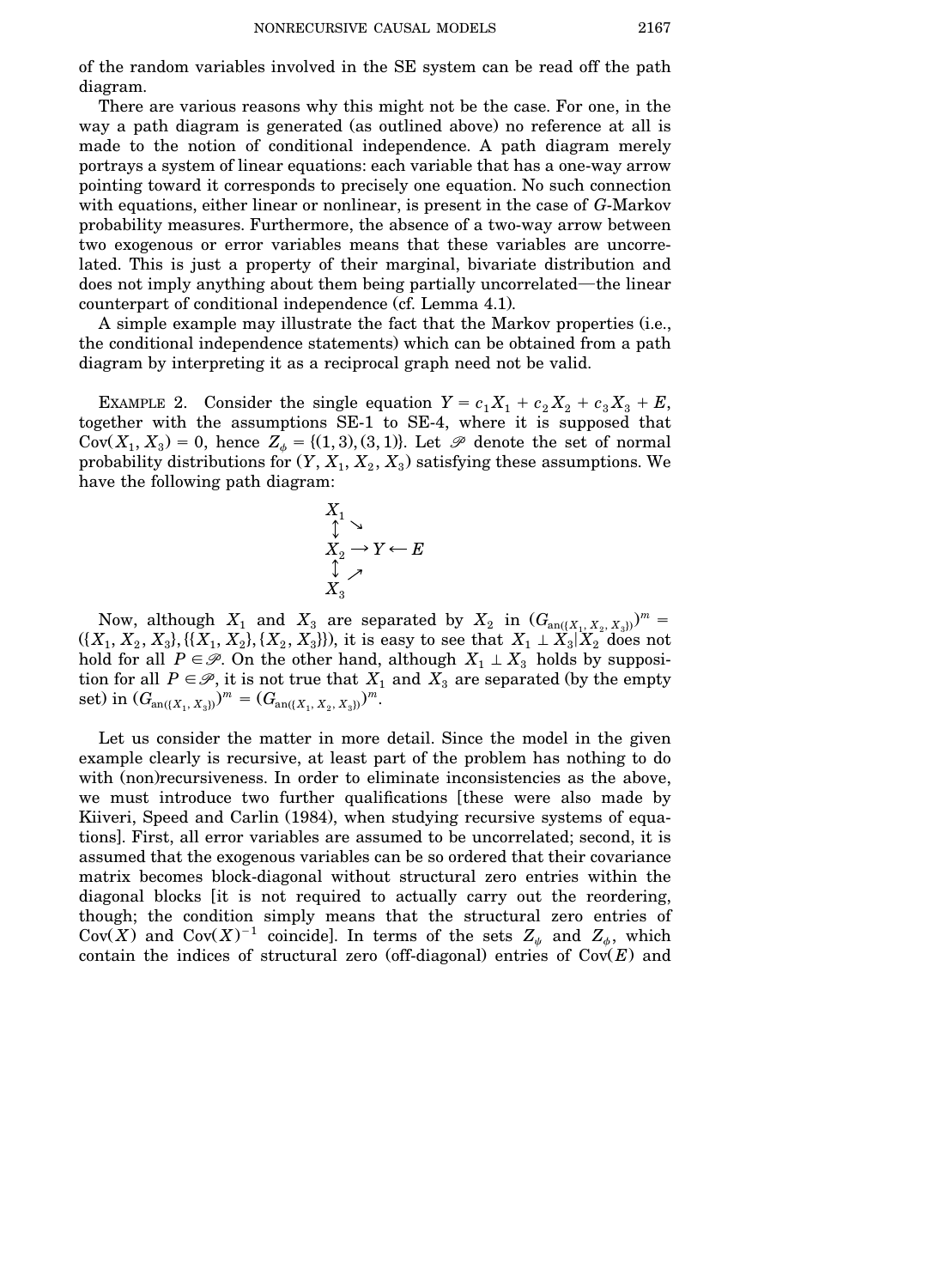of the random variables involved in the SE system can be read off the path diagram.

There are various reasons why this might not be the case. For one, in the way a path diagram is generated (as outlined above) no reference at all is made to the notion of conditional independence. A path diagram merely portrays a system of linear equations: each variable that has a one-way arrow pointing toward it corresponds to precisely one equation. No such connection with equations, either linear or nonlinear, is present in the case of $G$-Markov probability measures. Furthermore, the absence of a two-way arrow between two exogenous or error variables means that these variables are uncorrelated. This is just a property of their marginal, bivariate distribution and does not imply anything about them being partially uncorrelated—the linear counterpart of conditional independence (cf. Lemma 4.1).

A simple example may illustrate the fact that the Markov properties (i.e., the conditional independence statements) which can be obtained from a path diagram by interpreting it as a reciprocal graph need not be valid.

EXAMPLE 2. Consider the single equation $Y = c_1 X_1 + c_2 X_2 + c_3 X_3 + E$, together with the assumptions SE-1 to SE-4, where it is supposed that $\mathrm{Cov}(X_1, X_3) = 0$, hence $Z_\phi = \{(1,3),(3,1)\}$. Let $\mathscr{P}$ denote the set of normal probability distributions for $(Y, X_1, X_2, X_3)$ satisfying these assumptions. We have the following path diagram:

$$
\begin{array}{l}
X_1 \\
\updownarrow \;\searrow \\
X_2 \rightarrow Y \leftarrow E \\
\updownarrow \;\nearrow \\
X_3
\end{array}
$$

Now, although $X_1$ and $X_3$ are separated by $X_2$ in $(G_{\mathrm{an}(\{X_1, X_2, X_3\})})^m = (\{X_1, X_2, X_3\}, \{\{X_1, X_2\}, \{X_2, X_3\}\})$, it is easy to see that $X_1 \perp X_3 | X_2$ does not hold for all $P \in \mathscr{P}$. On the other hand, although $X_1 \perp X_3$ holds by supposition for all $P \in \mathscr{P}$, it is not true that $X_1$ and $X_3$ are separated (by the empty set) in $(G_{\mathrm{an}(\{X_1, X_3\})})^m = (G_{\mathrm{an}(\{X_1, X_2, X_3\})})^m$.

Let us consider the matter in more detail. Since the model in the given example clearly is recursive, at least part of the problem has nothing to do with (non)recursiveness. In order to eliminate inconsistencies as the above, we must introduce two further qualifications [these were also made by Kiiveri, Speed and Carlin (1984), when studying recursive systems of equations]. First, all error variables are assumed to be uncorrelated; second, it is assumed that the exogenous variables can be so ordered that their covariance matrix becomes block-diagonal without structural zero entries within the diagonal blocks [it is not required to actually carry out the reordering, though; the condition simply means that the structural zero entries of $\mathrm{Cov}(X)$ and $\mathrm{Cov}(X)^{-1}$ coincide]. In terms of the sets $Z_\psi$ and $Z_\phi$, which contain the indices of structural zero (off-diagonal) entries of $\mathrm{Cov}(E)$ and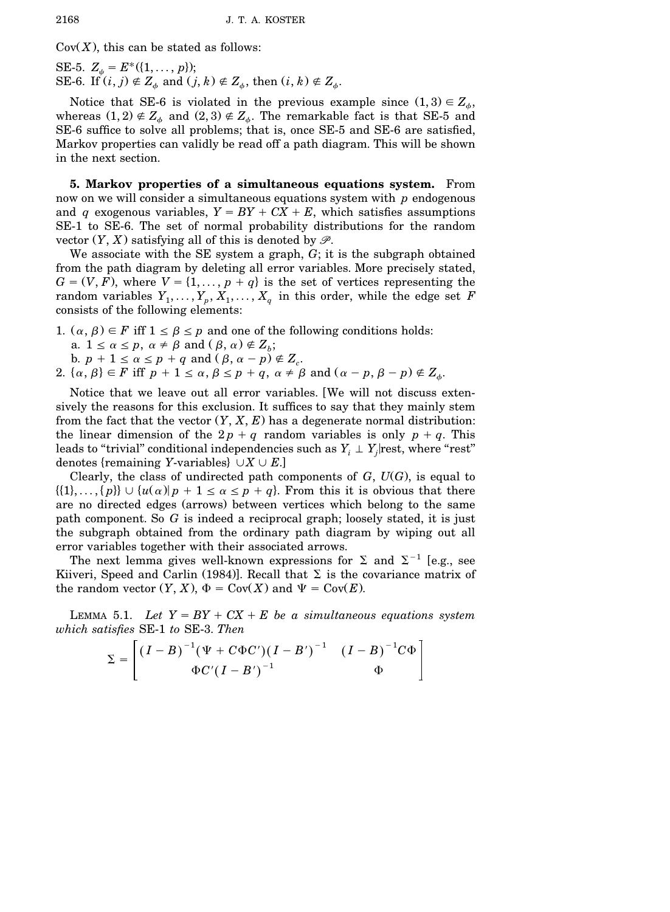$\mathrm{Cov}(X)$, this can be stated as follows:

SE-5. $Z_\psi = E^*(\{1, \dots, p\})$;
SE-6. If $(i, j) \notin Z_\phi$ and $(j, k) \notin Z_\phi$, then $(i, k) \notin Z_\phi$.

Notice that SE-6 is violated in the previous example since $(1, 3) \in Z_\phi$, whereas $(1, 2) \notin Z_\phi$ and $(2, 3) \notin Z_\phi$. The remarkable fact is that SE-5 and SE-6 suffice to solve all problems; that is, once SE-5 and SE-6 are satisfied, Markov properties can validly be read off a path diagram. This will be shown in the next section.

**5. Markov properties of a simultaneous equations system.** From now on we will consider a simultaneous equations system with $p$ endogenous and $q$ exogenous variables, $Y = BY + CX + E$, which satisfies assumptions SE-1 to SE-6. The set of normal probability distributions for the random vector $(Y, X)$ satisfying all of this is denoted by $\mathscr{P}$.

We associate with the SE system a graph, $G$; it is the subgraph obtained from the path diagram by deleting all error variables. More precisely stated, $G = (V, F)$, where $V = \{1, \dots, p + q\}$ is the set of vertices representing the random variables $Y_1, \dots, Y_p, X_1, \dots, X_q$ in this order, while the edge set $F$ consists of the following elements:

1. $(\alpha, \beta) \in F$ iff $1 \le \beta \le p$ and one of the following conditions holds:
   a. $1 \le \alpha \le p$, $\alpha \ne \beta$ and $(\beta, \alpha) \notin Z_b$;
   b. $p + 1 \le \alpha \le p + q$ and $(\beta, \alpha - p) \notin Z_c$.
2. $\{\alpha, \beta\} \in F$ iff $p + 1 \le \alpha, \beta \le p + q$, $\alpha \ne \beta$ and $(\alpha - p, \beta - p) \notin Z_\phi$.

Notice that we leave out all error variables. [We will not discuss extensively the reasons for this exclusion. It suffices to say that they mainly stem from the fact that the vector $(Y, X, E)$ has a degenerate normal distribution: the linear dimension of the $2p + q$ random variables is only $p + q$. This leads to "trivial" conditional independencies such as $Y_i \perp Y_j |$rest, where "rest" denotes {remaining $Y$-variables} $\cup X \cup E$.]

Clearly, the class of undirected path components of $G$, $U(G)$, is equal to $\{\{1\}, \dots, \{p\}\} \cup \{u(\alpha) | p + 1 \le \alpha \le p + q\}$. From this it is obvious that there are no directed edges (arrows) between vertices which belong to the same path component. So $G$ is indeed a reciprocal graph; loosely stated, it is just the subgraph obtained from the ordinary path diagram by wiping out all error variables together with their associated arrows.

The next lemma gives well-known expressions for $\Sigma$ and $\Sigma^{-1}$ [e.g., see Kiiveri, Speed and Carlin (1984)]. Recall that $\Sigma$ is the covariance matrix of the random vector $(Y, X)$, $\Phi = \mathrm{Cov}(X)$ and $\Psi = \mathrm{Cov}(E)$.

LEMMA 5.1. *Let $Y = BY + CX + E$ be a simultaneous equations system which satisfies* SE-1 *to* SE-3. *Then*

$$\Sigma = \begin{bmatrix} (I - B)^{-1}(\Psi + C\Phi C')(I - B')^{-1} & (I - B)^{-1}C\Phi \\ \Phi C'(I - B')^{-1} & \Phi \end{bmatrix}$$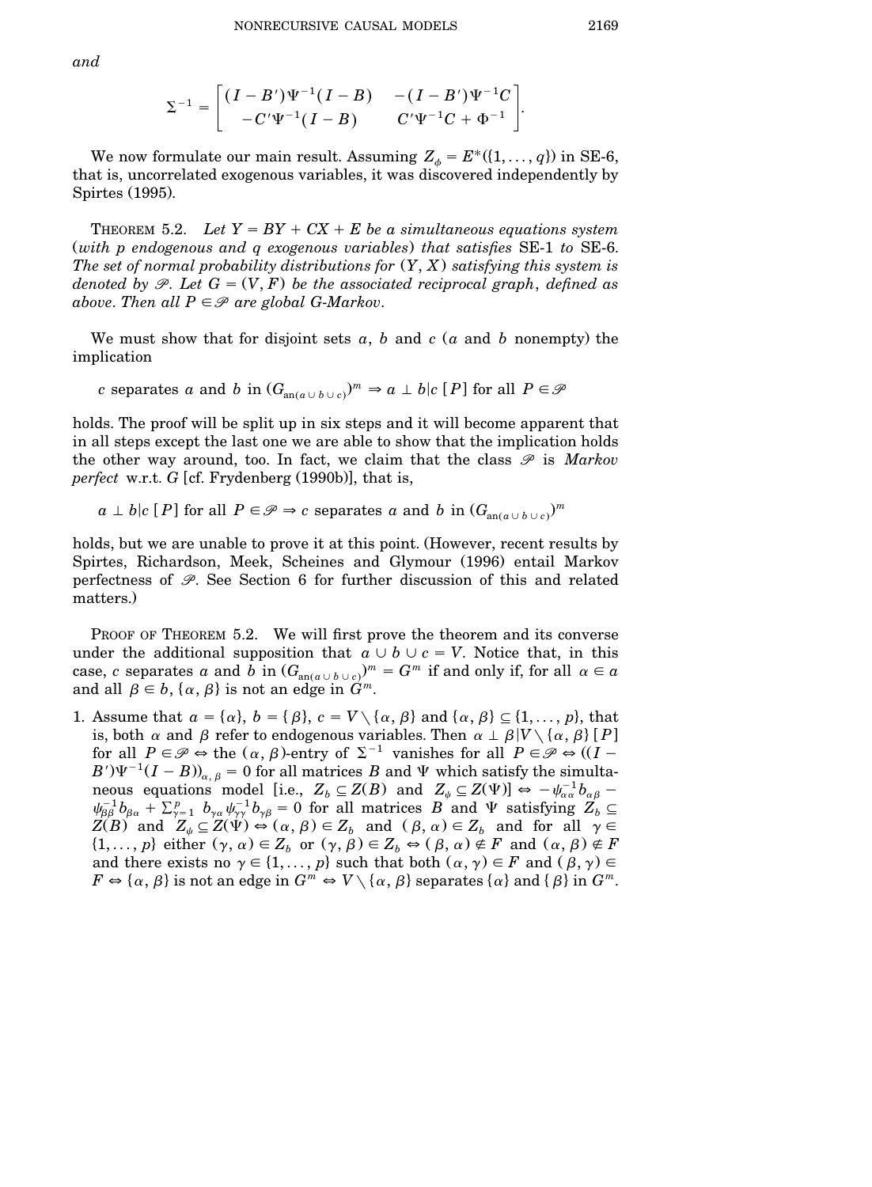*and*

$$\Sigma^{-1} = \begin{bmatrix} (I - B')\Psi^{-1}(I - B) & -(I - B')\Psi^{-1}C \\ -C'\Psi^{-1}(I - B) & C'\Psi^{-1}C + \Phi^{-1} \end{bmatrix}.$$

We now formulate our main result. Assuming $Z_\phi = E^*(\{1, \dots, q\})$ in SE-6, that is, uncorrelated exogenous variables, it was discovered independently by Spirtes (1995).

THEOREM 5.2. *Let $Y = BY + CX + E$ be a simultaneous equations system (with $p$ endogenous and $q$ exogenous variables) that satisfies* SE-1 *to* SE-6. *The set of normal probability distributions for $(Y, X)$ satisfying this system is denoted by $\mathscr{P}$. Let $G = (V, F)$ be the associated reciprocal graph, defined as above. Then all $P \in \mathscr{P}$ are global $G$-Markov.*

We must show that for disjoint sets $a$, $b$ and $c$ ($a$ and $b$ nonempty) the implication

$$c \text{ separates } a \text{ and } b \text{ in } (G_{\text{an}(a \cup b \cup c)})^m \Rightarrow a \perp b | c\,[P] \text{ for all } P \in \mathscr{P}$$

holds. The proof will be split up in six steps and it will become apparent that in all steps except the last one we are able to show that the implication holds the other way around, too. In fact, we claim that the class $\mathscr{P}$ is *Markov perfect* w.r.t. $G$ [cf. Frydenberg (1990b)], that is,

$$a \perp b | c\,[P] \text{ for all } P \in \mathscr{P} \Rightarrow c \text{ separates } a \text{ and } b \text{ in } (G_{\text{an}(a \cup b \cup c)})^m$$

holds, but we are unable to prove it at this point. (However, recent results by Spirtes, Richardson, Meek, Scheines and Glymour (1996) entail Markov perfectness of $\mathscr{P}$. See Section 6 for further discussion of this and related matters.)

PROOF OF THEOREM 5.2. We will first prove the theorem and its converse under the additional supposition that $a \cup b \cup c = V$. Notice that, in this case, $c$ separates $a$ and $b$ in $(G_{\text{an}(a \cup b \cup c)})^m = G^m$ if and only if, for all $\alpha \in a$ and all $\beta \in b$, $\{\alpha, \beta\}$ is not an edge in $G^m$.

1. Assume that $a = \{\alpha\}$, $b = \{\beta\}$, $c = V \setminus \{\alpha, \beta\}$ and $\{\alpha, \beta\} \subseteq \{1, \dots, p\}$, that is, both $\alpha$ and $\beta$ refer to endogenous variables. Then $\alpha \perp \beta | V \setminus \{\alpha, \beta\}\,[P]$ for all $P \in \mathscr{P} \Leftrightarrow$ the $(\alpha, \beta)$-entry of $\Sigma^{-1}$ vanishes for all $P \in \mathscr{P} \Leftrightarrow ((I - B')\Psi^{-1}(I - B))_{\alpha, \beta} = 0$ for all matrices $B$ and $\Psi$ which satisfy the simultaneous equations model [i.e., $Z_b \subseteq Z(B)$ and $Z_\psi \subseteq Z(\Psi)$] $\Leftrightarrow -\psi_{\alpha\alpha}^{-1} b_{\alpha\beta} - \psi_{\beta\beta}^{-1} b_{\beta\alpha} + \sum_{\gamma=1}^{p} b_{\gamma\alpha} \psi_{\gamma\gamma}^{-1} b_{\gamma\beta} = 0$ for all matrices $B$ and $\Psi$ satisfying $Z_b \subseteq Z(B)$ and $Z_\psi \subseteq Z(\Psi) \Leftrightarrow (\alpha, \beta) \in Z_b$ and $(\beta, \alpha) \in Z_b$ and for all $\gamma \in \{1, \dots, p\}$ either $(\gamma, \alpha) \in Z_b$ or $(\gamma, \beta) \in Z_b \Leftrightarrow (\beta, \alpha) \notin F$ and $(\alpha, \beta) \notin F$ and there exists no $\gamma \in \{1, \dots, p\}$ such that both $(\alpha, \gamma) \in F$ and $(\beta, \gamma) \in F \Leftrightarrow \{\alpha, \beta\}$ is not an edge in $G^m \Leftrightarrow V \setminus \{\alpha, \beta\}$ separates $\{\alpha\}$ and $\{\beta\}$ in $G^m$.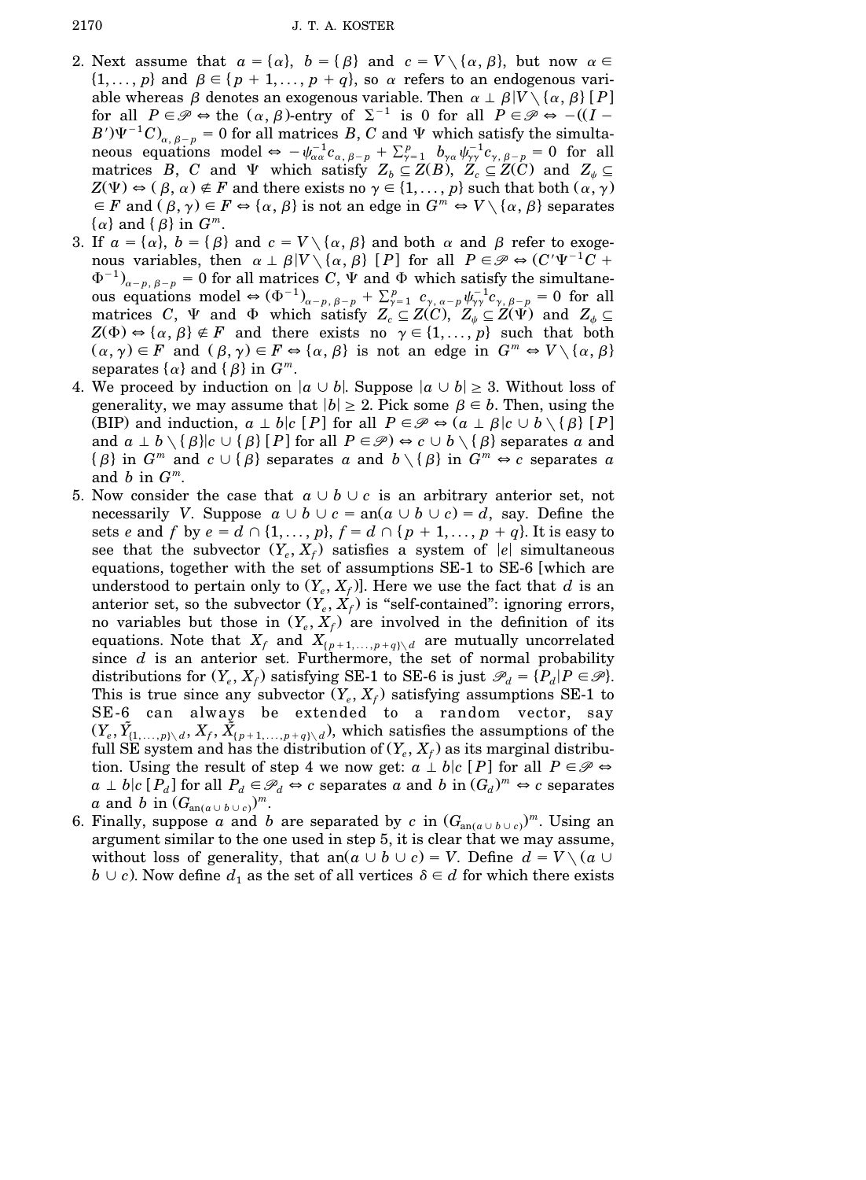2. Next assume that $a = \{\alpha\}$, $b = \{\beta\}$ and $c = V \setminus \{\alpha, \beta\}$, but now $\alpha \in \{1, \dots, p\}$ and $\beta \in \{p+1, \dots, p+q\}$, so $\alpha$ refers to an endogenous variable whereas $\beta$ denotes an exogenous variable. Then $\alpha \perp \beta | V \setminus \{\alpha, \beta\}$ $[P]$ for all $P \in \mathscr{P} \Leftrightarrow$ the $(\alpha, \beta)$-entry of $\Sigma^{-1}$ is 0 for all $P \in \mathscr{P} \Leftrightarrow -((I - B')\Psi^{-1}C)_{\alpha, \beta - p} = 0$ for all matrices $B$, $C$ and $\Psi$ which satisfy the simultaneous equations model $\Leftrightarrow -\psi_{\alpha\alpha}^{-1} c_{\alpha, \beta - p} + \sum_{\gamma=1}^{p} b_{\gamma\alpha} \psi_{\gamma\gamma}^{-1} c_{\gamma, \beta - p} = 0$ for all matrices $B$, $C$ and $\Psi$ which satisfy $Z_b \subseteq Z(B)$, $Z_c \subseteq Z(C)$ and $Z_\psi \subseteq Z(\Psi) \Leftrightarrow (\beta, \alpha) \notin F$ and there exists no $\gamma \in \{1, \dots, p\}$ such that both $(\alpha, \gamma) \in F$ and $(\beta, \gamma) \in F \Leftrightarrow \{\alpha, \beta\}$ is not an edge in $G^m \Leftrightarrow V \setminus \{\alpha, \beta\}$ separates $\{\alpha\}$ and $\{\beta\}$ in $G^m$.
3. If $a = \{\alpha\}$, $b = \{\beta\}$ and $c = V \setminus \{\alpha, \beta\}$ and both $\alpha$ and $\beta$ refer to exogenous variables, then $\alpha \perp \beta | V \setminus \{\alpha, \beta\}$ $[P]$ for all $P \in \mathscr{P} \Leftrightarrow (C'\Psi^{-1}C + \Phi^{-1})_{\alpha - p, \beta - p} = 0$ for all matrices $C$, $\Psi$ and $\Phi$ which satisfy the simultaneous equations model $\Leftrightarrow (\Phi^{-1})_{\alpha - p, \beta - p} + \sum_{\gamma=1}^{p} c_{\gamma, \alpha - p} \psi_{\gamma\gamma}^{-1} c_{\gamma, \beta - p} = 0$ for all matrices $C$, $\Psi$ and $\Phi$ which satisfy $Z_c \subseteq Z(C)$, $Z_\psi \subseteq Z(\Psi)$ and $Z_\phi \subseteq Z(\Phi) \Leftrightarrow \{\alpha, \beta\} \notin F$ and there exists no $\gamma \in \{1, \dots, p\}$ such that both $(\alpha, \gamma) \in F$ and $(\beta, \gamma) \in F \Leftrightarrow \{\alpha, \beta\}$ is not an edge in $G^m \Leftrightarrow V \setminus \{\alpha, \beta\}$ separates $\{\alpha\}$ and $\{\beta\}$ in $G^m$.
4. We proceed by induction on $|a \cup b|$. Suppose $|a \cup b| \geq 3$. Without loss of generality, we may assume that $|b| \geq 2$. Pick some $\beta \in b$. Then, using the (BIP) and induction, $a \perp b | c$ $[P]$ for all $P \in \mathscr{P} \Leftrightarrow (a \perp \beta | c \cup b \setminus \{\beta\}$ $[P]$ and $a \perp b \setminus \{\beta\} | c \cup \{\beta\}$ $[P]$ for all $P \in \mathscr{P}) \Leftrightarrow c \cup b \setminus \{\beta\}$ separates $a$ and $\{\beta\}$ in $G^m$ and $c \cup \{\beta\}$ separates $a$ and $b \setminus \{\beta\}$ in $G^m \Leftrightarrow c$ separates $a$ and $b$ in $G^m$.
5. Now consider the case that $a \cup b \cup c$ is an arbitrary anterior set, not necessarily $V$. Suppose $a \cup b \cup c = \mathrm{an}(a \cup b \cup c) = d$, say. Define the sets $e$ and $f$ by $e = d \cap \{1, \dots, p\}$, $f = d \cap \{p+1, \dots, p+q\}$. It is easy to see that the subvector $(Y_e, X_f)$ satisfies a system of $|e|$ simultaneous equations, together with the set of assumptions SE-1 to SE-6 [which are understood to pertain only to $(Y_e, X_f)$]. Here we use the fact that $d$ is an anterior set, so the subvector $(Y_e, X_f)$ is "self-contained": ignoring errors, no variables but those in $(Y_e, X_f)$ are involved in the definition of its equations. Note that $X_f$ and $X_{\{p+1, \dots, p+q\} \setminus d}$ are mutually uncorrelated since $d$ is an anterior set. Furthermore, the set of normal probability distributions for $(Y_e, X_f)$ satisfying SE-1 to SE-6 is just $\mathscr{P}_d = \{P_d | P \in \mathscr{P}\}$. This is true since any subvector $(Y_e, X_f)$ satisfying assumptions SE-1 to SE-6 can always be extended to a random vector, say $(Y_e, \tilde{Y}_{\{1, \dots, p\} \setminus d}, X_f, \tilde{X}_{\{p+1, \dots, p+q\} \setminus d})$, which satisfies the assumptions of the full SE system and has the distribution of $(Y_e, X_f)$ as its marginal distribution. Using the result of step 4 we now get: $a \perp b | c$ $[P]$ for all $P \in \mathscr{P} \Leftrightarrow a \perp b | c$ $[P_d]$ for all $P_d \in \mathscr{P}_d \Leftrightarrow c$ separates $a$ and $b$ in $(G_d)^m \Leftrightarrow c$ separates $a$ and $b$ in $(G_{\mathrm{an}(a \cup b \cup c)})^m$.
6. Finally, suppose $a$ and $b$ are separated by $c$ in $(G_{\mathrm{an}(a \cup b \cup c)})^m$. Using an argument similar to the one used in step 5, it is clear that we may assume, without loss of generality, that $\mathrm{an}(a \cup b \cup c) = V$. Define $d = V \setminus (a \cup b \cup c)$. Now define $d_1$ as the set of all vertices $\delta \in d$ for which there exists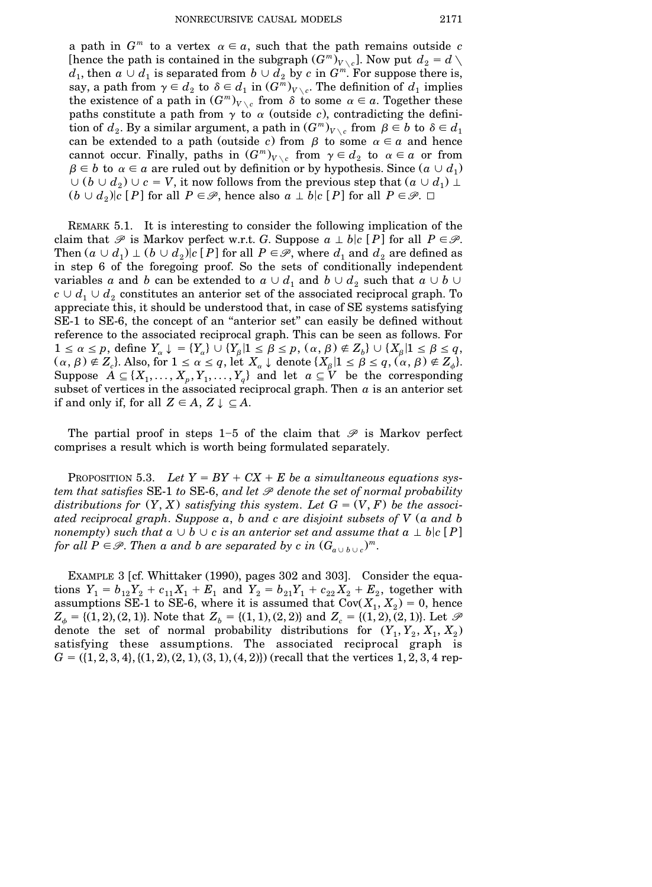a path in $G^m$ to a vertex $\alpha \in a$, such that the path remains outside $c$ [hence the path is contained in the subgraph $(G^m)_{V \setminus c}$]. Now put $d_2 = d \setminus d_1$, then $a \cup d_1$ is separated from $b \cup d_2$ by $c$ in $G^m$. For suppose there is, say, a path from $\gamma \in d_2$ to $\delta \in d_1$ in $(G^m)_{V \setminus c}$. The definition of $d_1$ implies the existence of a path in $(G^m)_{V \setminus c}$ from $\delta$ to some $\alpha \in a$. Together these paths constitute a path from $\gamma$ to $\alpha$ (outside $c$), contradicting the definition of $d_2$. By a similar argument, a path in $(G^m)_{V \setminus c}$ from $\beta \in b$ to $\delta \in d_1$ can be extended to a path (outside $c$) from $\beta$ to some $\alpha \in a$ and hence cannot occur. Finally, paths in $(G^m)_{V \setminus c}$ from $\gamma \in d_2$ to $\alpha \in a$ or from $\beta \in b$ to $\alpha \in a$ are ruled out by definition or by hypothesis. Since $(a \cup d_1) \cup (b \cup d_2) \cup c = V$, it now follows from the previous step that $(a \cup d_1) \perp (b \cup d_2) | c\ [P]$ for all $P \in \mathscr{P}$, hence also $a \perp b | c\ [P]$ for all $P \in \mathscr{P}$. □

REMARK 5.1. It is interesting to consider the following implication of the claim that $\mathscr{P}$ is Markov perfect w.r.t. $G$. Suppose $a \perp b | c\ [P]$ for all $P \in \mathscr{P}$. Then $(a \cup d_1) \perp (b \cup d_2) | c\ [P]$ for all $P \in \mathscr{P}$, where $d_1$ and $d_2$ are defined as in step 6 of the foregoing proof. So the sets of conditionally independent variables $a$ and $b$ can be extended to $a \cup d_1$ and $b \cup d_2$ such that $a \cup b \cup c \cup d_1 \cup d_2$ constitutes an anterior set of the associated reciprocal graph. To appreciate this, it should be understood that, in case of SE systems satisfying SE-1 to SE-6, the concept of an "anterior set" can easily be defined without reference to the associated reciprocal graph. This can be seen as follows. For $1 \le \alpha \le p$, define $Y_\alpha \downarrow\ = \{Y_\alpha\} \cup \{Y_\beta | 1 \le \beta \le p, (\alpha, \beta) \notin Z_b\} \cup \{X_\beta | 1 \le \beta \le q, (\alpha, \beta) \notin Z_c\}$. Also, for $1 \le \alpha \le q$, let $X_\alpha \downarrow$ denote $\{X_\beta | 1 \le \beta \le q, (\alpha, \beta) \notin Z_\phi\}$. Suppose $A \subseteq \{X_1, \dots, X_p, Y_1, \dots, Y_q\}$ and let $a \subseteq V$ be the corresponding subset of vertices in the associated reciprocal graph. Then $a$ is an anterior set if and only if, for all $Z \in A$, $Z \downarrow\ \subseteq A$.

The partial proof in steps 1–5 of the claim that $\mathscr{P}$ is Markov perfect comprises a result which is worth being formulated separately.

PROPOSITION 5.3. *Let $Y = BY + CX + E$ be a simultaneous equations system that satisfies* SE-1 *to* SE-6, *and let $\mathscr{P}$ denote the set of normal probability distributions for $(Y, X)$ satisfying this system. Let $G = (V, F)$ be the associated reciprocal graph. Suppose $a$, $b$ and $c$ are disjoint subsets of $V$ ($a$ and $b$ nonempty) such that $a \cup b \cup c$ is an anterior set and assume that $a \perp b | c\ [P]$ for all $P \in \mathscr{P}$. Then $a$ and $b$ are separated by $c$ in $(G_{a \cup b \cup c})^m$.*

EXAMPLE 3 [cf. Whittaker (1990), pages 302 and 303]. Consider the equations $Y_1 = b_{12} Y_2 + c_{11} X_1 + E_1$ and $Y_2 = b_{21} Y_1 + c_{22} X_2 + E_2$, together with assumptions SE-1 to SE-6, where it is assumed that $\mathrm{Cov}(X_1, X_2) = 0$, hence $Z_\phi = \{(1,2), (2,1)\}$. Note that $Z_b = \{(1,1), (2,2)\}$ and $Z_c = \{(1,2), (2,1)\}$. Let $\mathscr{P}$ denote the set of normal probability distributions for $(Y_1, Y_2, X_1, X_2)$ satisfying these assumptions. The associated reciprocal graph is $G = (\{1,2,3,4\}, \{(1,2), (2,1), (3,1), (4,2)\})$ (recall that the vertices 1, 2, 3, 4 rep-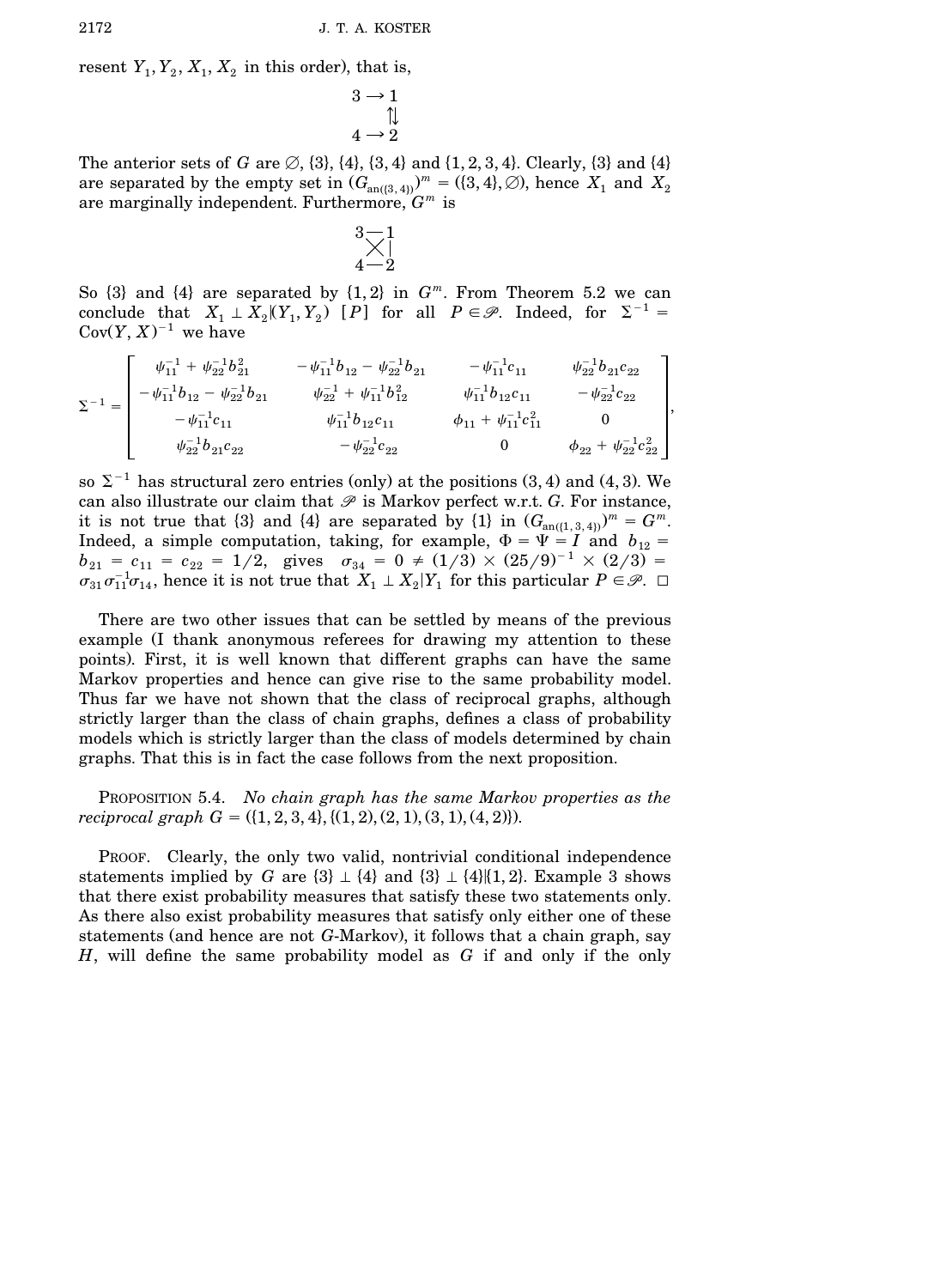resent $Y_1, Y_2, X_1, X_2$ in this order), that is,

$$
\begin{array}{ccc}
3 & \rightarrow & 1 \\
 & & \upharpoonleft\downharpoonright \\
4 & \rightarrow & 2
\end{array}
$$

The anterior sets of $G$ are $\varnothing$, $\{3\}$, $\{4\}$, $\{3, 4\}$ and $\{1, 2, 3, 4\}$. Clearly, $\{3\}$ and $\{4\}$ are separated by the empty set in $(G_{\mathrm{an}(\{3,4\})})^m = (\{3, 4\}, \varnothing)$, hence $X_1$ and $X_2$ are marginally independent. Furthermore, $G^m$ is

$$
\begin{array}{ccc}
3 & - & 1 \\
 & \times & | \\
4 & - & 2
\end{array}
$$

So $\{3\}$ and $\{4\}$ are separated by $\{1, 2\}$ in $G^m$. From Theorem 5.2 we can conclude that $X_1 \perp X_2 | (Y_1, Y_2)\ [P]$ for all $P \in \mathscr{P}$. Indeed, for $\Sigma^{-1} = \mathrm{Cov}(Y, X)^{-1}$ we have

$$
\Sigma^{-1} = \begin{bmatrix}
\psi_{11}^{-1} + \psi_{22}^{-1} b_{21}^2 & -\psi_{11}^{-1} b_{12} - \psi_{22}^{-1} b_{21} & -\psi_{11}^{-1} c_{11} & \psi_{22}^{-1} b_{21} c_{22} \\
-\psi_{11}^{-1} b_{12} - \psi_{22}^{-1} b_{21} & \psi_{22}^{-1} + \psi_{11}^{-1} b_{12}^2 & \psi_{11}^{-1} b_{12} c_{11} & -\psi_{22}^{-1} c_{22} \\
-\psi_{11}^{-1} c_{11} & \psi_{11}^{-1} b_{12} c_{11} & \phi_{11} + \psi_{11}^{-1} c_{11}^2 & 0 \\
\psi_{22}^{-1} b_{21} c_{22} & -\psi_{22}^{-1} c_{22} & 0 & \phi_{22} + \psi_{22}^{-1} c_{22}^2
\end{bmatrix},
$$

so $\Sigma^{-1}$ has structural zero entries (only) at the positions $(3, 4)$ and $(4, 3)$. We can also illustrate our claim that $\mathscr{P}$ is Markov perfect w.r.t. $G$. For instance, it is not true that $\{3\}$ and $\{4\}$ are separated by $\{1\}$ in $(G_{\mathrm{an}(\{1,3,4\})})^m = G^m$. Indeed, a simple computation, taking, for example, $\Phi = \Psi = I$ and $b_{12} = b_{21} = c_{11} = c_{22} = 1/2$, gives $\sigma_{34} = 0 \neq (1/3) \times (25/9)^{-1} \times (2/3) = \sigma_{31}\sigma_{11}^{-1}\sigma_{14}$, hence it is not true that $X_1 \perp X_2 | Y_1$ for this particular $P \in \mathscr{P}$. $\square$

There are two other issues that can be settled by means of the previous example (I thank anonymous referees for drawing my attention to these points). First, it is well known that different graphs can have the same Markov properties and hence can give rise to the same probability model. Thus far we have not shown that the class of reciprocal graphs, although strictly larger than the class of chain graphs, defines a class of probability models which is strictly larger than the class of models determined by chain graphs. That this is in fact the case follows from the next proposition.

PROPOSITION 5.4. *No chain graph has the same Markov properties as the reciprocal graph $G = (\{1, 2, 3, 4\}, \{(1, 2), (2, 1), (3, 1), (4, 2)\})$.*

PROOF. Clearly, the only two valid, nontrivial conditional independence statements implied by $G$ are $\{3\} \perp \{4\}$ and $\{3\} \perp \{4\} | \{1, 2\}$. Example 3 shows that there exist probability measures that satisfy these two statements only. As there also exist probability measures that satisfy only either one of these statements (and hence are not $G$-Markov), it follows that a chain graph, say $H$, will define the same probability model as $G$ if and only if the only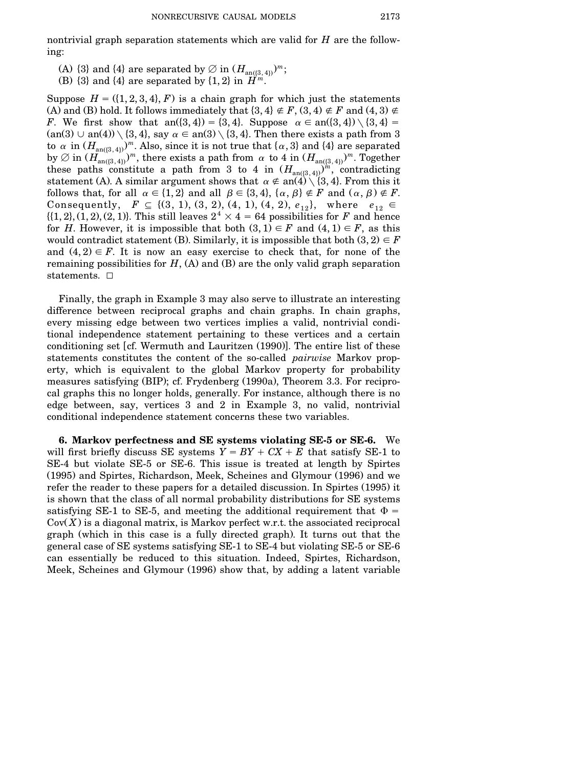nontrivial graph separation statements which are valid for $H$ are the following:

(A) $\{3\}$ and $\{4\}$ are separated by $\varnothing$ in $(H_{\mathrm{an}(\{3,4\})})^m$;
(B) $\{3\}$ and $\{4\}$ are separated by $\{1,2\}$ in $H^m$.

Suppose $H = (\{1,2,3,4\}, F)$ is a chain graph for which just the statements (A) and (B) hold. It follows immediately that $\{3,4\} \notin F$, $(3,4) \notin F$ and $(4,3) \notin F$. We first show that $\mathrm{an}(\{3,4\}) = \{3,4\}$. Suppose $\alpha \in \mathrm{an}(\{3,4\}) \setminus \{3,4\} = (\mathrm{an}(3) \cup \mathrm{an}(4)) \setminus \{3,4\}$, say $\alpha \in \mathrm{an}(3) \setminus \{3,4\}$. Then there exists a path from 3 to $\alpha$ in $(H_{\mathrm{an}(\{3,4\})})^m$. Also, since it is not true that $\{\alpha, 3\}$ and $\{4\}$ are separated by $\varnothing$ in $(H_{\mathrm{an}(\{3,4\})})^m$, there exists a path from $\alpha$ to 4 in $(H_{\mathrm{an}(\{3,4\})})^m$. Together these paths constitute a path from 3 to 4 in $(H_{\mathrm{an}(\{3,4\})})^m$, contradicting statement (A). A similar argument shows that $\alpha \notin \mathrm{an}(4) \setminus \{3,4\}$. From this it follows that, for all $\alpha \in \{1,2\}$ and all $\beta \in \{3,4\}$, $\{\alpha, \beta\} \notin F$ and $(\alpha, \beta) \notin F$. Consequently, $F \subseteq \{(3,1), (3,2), (4,1), (4,2), e_{12}\}$, where $e_{12} \in \{\{1,2\}, (1,2), (2,1)\}$. This still leaves $2^4 \times 4 = 64$ possibilities for $F$ and hence for $H$. However, it is impossible that both $(3,1) \in F$ and $(4,1) \in F$, as this would contradict statement (B). Similarly, it is impossible that both $(3,2) \in F$ and $(4,2) \in F$. It is now an easy exercise to check that, for none of the remaining possibilities for $H$, (A) and (B) are the only valid graph separation statements. $\square$

Finally, the graph in Example 3 may also serve to illustrate an interesting difference between reciprocal graphs and chain graphs. In chain graphs, every missing edge between two vertices implies a valid, nontrivial conditional independence statement pertaining to these vertices and a certain conditioning set [cf. Wermuth and Lauritzen (1990)]. The entire list of these statements constitutes the content of the so-called *pairwise* Markov property, which is equivalent to the global Markov property for probability measures satisfying (BIP); cf. Frydenberg (1990a), Theorem 3.3. For reciprocal graphs this no longer holds, generally. For instance, although there is no edge between, say, vertices 3 and 2 in Example 3, no valid, nontrivial conditional independence statement concerns these two variables.

**6. Markov perfectness and SE systems violating SE-5 or SE-6.** We will first briefly discuss SE systems $Y = BY + CX + E$ that satisfy SE-1 to SE-4 but violate SE-5 or SE-6. This issue is treated at length by Spirtes (1995) and Spirtes, Richardson, Meek, Scheines and Glymour (1996) and we refer the reader to these papers for a detailed discussion. In Spirtes (1995) it is shown that the class of all normal probability distributions for SE systems satisfying SE-1 to SE-5, and meeting the additional requirement that $\Phi = \mathrm{Cov}(X)$ is a diagonal matrix, is Markov perfect w.r.t. the associated reciprocal graph (which in this case is a fully directed graph). It turns out that the general case of SE systems satisfying SE-1 to SE-4 but violating SE-5 or SE-6 can essentially be reduced to this situation. Indeed, Spirtes, Richardson, Meek, Scheines and Glymour (1996) show that, by adding a latent variable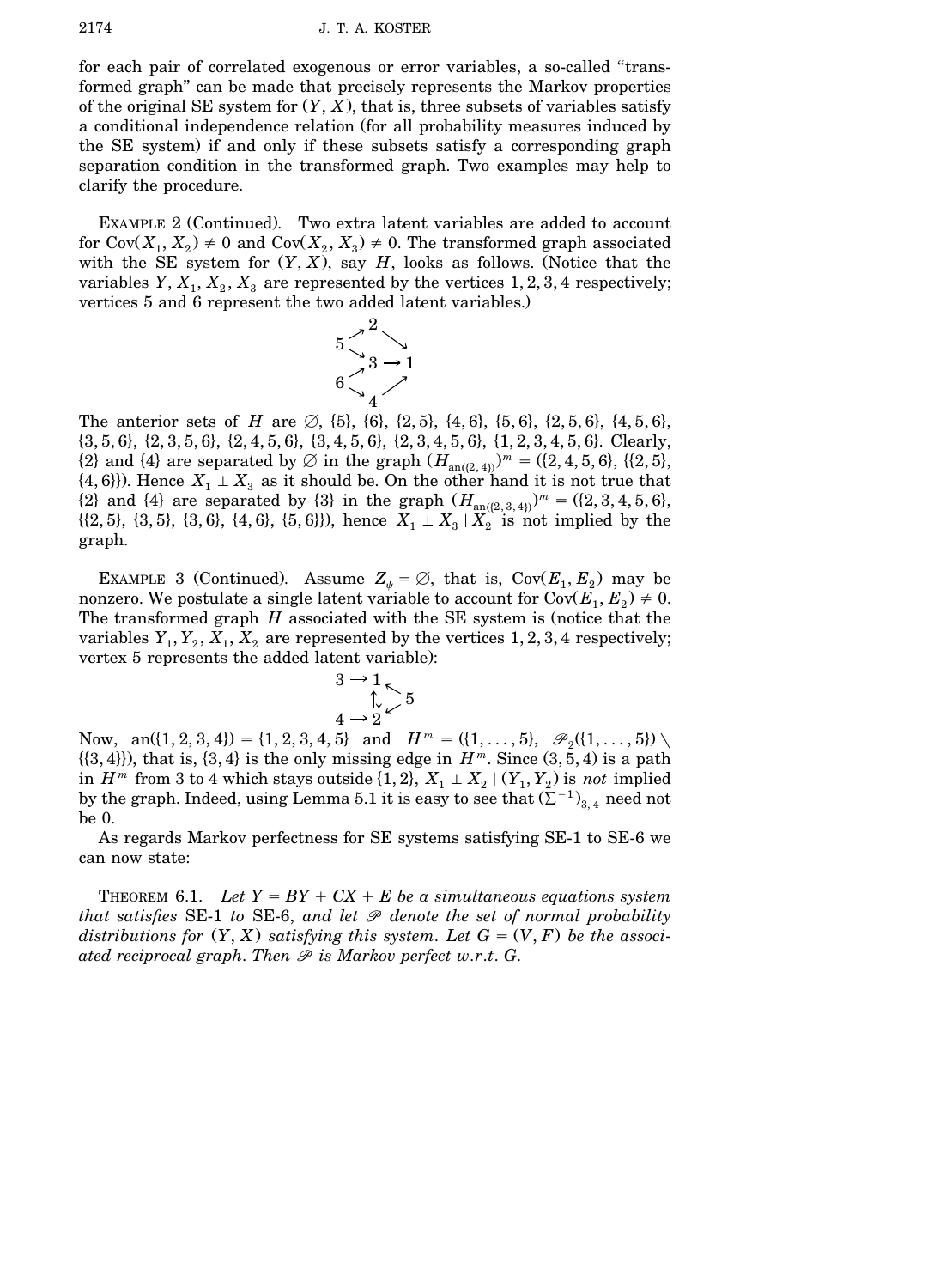for each pair of correlated exogenous or error variables, a so-called "transformed graph" can be made that precisely represents the Markov properties of the original SE system for $(Y, X)$, that is, three subsets of variables satisfy a conditional independence relation (for all probability measures induced by the SE system) if and only if these subsets satisfy a corresponding graph separation condition in the transformed graph. Two examples may help to clarify the procedure.

EXAMPLE 2 (Continued). Two extra latent variables are added to account for $\mathrm{Cov}(X_1, X_2) \neq 0$ and $\mathrm{Cov}(X_2, X_3) \neq 0$. The transformed graph associated with the SE system for $(Y, X)$, say $H$, looks as follows. (Notice that the variables $Y, X_1, X_2, X_3$ are represented by the vertices $1, 2, 3, 4$ respectively; vertices 5 and 6 represent the two added latent variables.)

$$
\begin{array}{ccccc}
 & \nearrow & 2 & \searrow & \\
5 & & & & \\
 & \searrow & 3 & \rightarrow & 1 \\
6 & \nearrow & & & \\
 & \searrow & 4 & \nearrow & 
\end{array}
$$

The anterior sets of $H$ are $\varnothing$, $\{5\}$, $\{6\}$, $\{2, 5\}$, $\{4, 6\}$, $\{5, 6\}$, $\{2, 5, 6\}$, $\{4, 5, 6\}$, $\{3, 5, 6\}$, $\{2, 3, 5, 6\}$, $\{2, 4, 5, 6\}$, $\{3, 4, 5, 6\}$, $\{2, 3, 4, 5, 6\}$, $\{1, 2, 3, 4, 5, 6\}$. Clearly, $\{2\}$ and $\{4\}$ are separated by $\varnothing$ in the graph $(H_{\mathrm{an}(\{2,4\})})^m = (\{2, 4, 5, 6\}, \{\{2, 5\}, \{4, 6\}\})$. Hence $X_1 \perp X_3$ as it should be. On the other hand it is not true that $\{2\}$ and $\{4\}$ are separated by $\{3\}$ in the graph $(H_{\mathrm{an}(\{2,3,4\})})^m = (\{2, 3, 4, 5, 6\}, \{\{2, 5\}, \{3, 5\}, \{3, 6\}, \{4, 6\}, \{5, 6\}\})$, hence $X_1 \perp X_3 \mid X_2$ is not implied by the graph.

EXAMPLE 3 (Continued). Assume $Z_\psi = \varnothing$, that is, $\mathrm{Cov}(E_1, E_2)$ may be nonzero. We postulate a single latent variable to account for $\mathrm{Cov}(E_1, E_2) \neq 0$. The transformed graph $H$ associated with the SE system is (notice that the variables $Y_1, Y_2, X_1, X_2$ are represented by the vertices $1, 2, 3, 4$ respectively; vertex 5 represents the added latent variable):

$$
\begin{array}{cccc}
3 & \rightarrow & 1 & \nwarrow \\
 & & \upharpoonleft\!\downharpoonright & \quad 5 \\
4 & \rightarrow & 2 & \swarrow
\end{array}
$$

Now, $\mathrm{an}(\{1, 2, 3, 4\}) = \{1, 2, 3, 4, 5\}$ and $H^m = (\{1, \ldots, 5\}, \mathscr{P}_2(\{1, \ldots, 5\}) \setminus \{\{3, 4\}\})$, that is, $\{3, 4\}$ is the only missing edge in $H^m$. Since $(3, 5, 4)$ is a path in $H^m$ from 3 to 4 which stays outside $\{1, 2\}$, $X_1 \perp X_2 \mid (Y_1, Y_2)$ is *not* implied by the graph. Indeed, using Lemma 5.1 it is easy to see that $(\Sigma^{-1})_{3,4}$ need not be 0.

As regards Markov perfectness for SE systems satisfying SE-1 to SE-6 we can now state:

THEOREM 6.1. *Let $Y = BY + CX + E$ be a simultaneous equations system that satisfies* SE-1 *to* SE-6, *and let $\mathscr{P}$ denote the set of normal probability distributions for $(Y, X)$ satisfying this system. Let $G = (V, F)$ be the associated reciprocal graph. Then $\mathscr{P}$ is Markov perfect w.r.t. $G$.*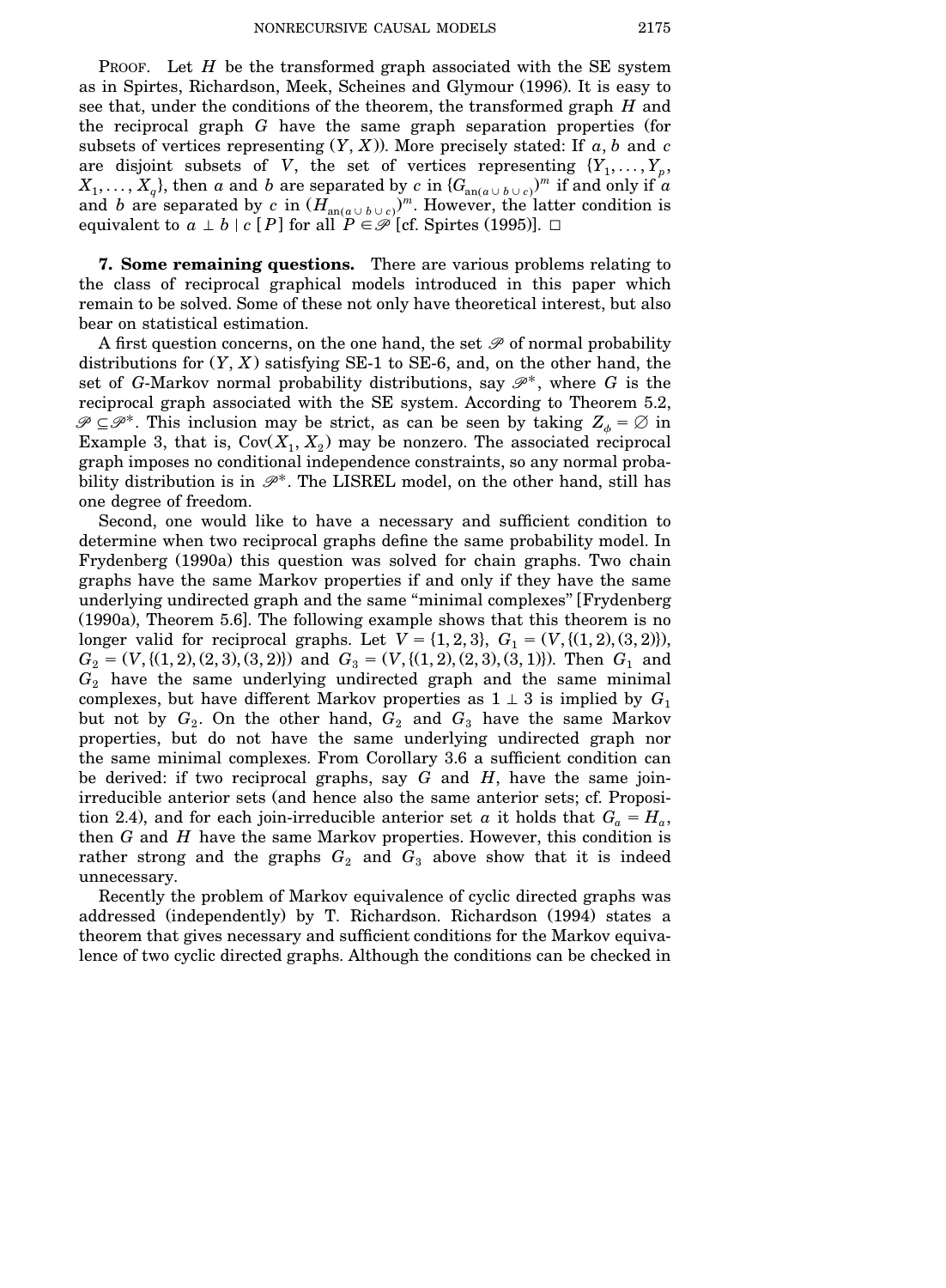PROOF. Let $H$ be the transformed graph associated with the SE system as in Spirtes, Richardson, Meek, Scheines and Glymour (1996). It is easy to see that, under the conditions of the theorem, the transformed graph $H$ and the reciprocal graph $G$ have the same graph separation properties (for subsets of vertices representing $(Y, X)$). More precisely stated: If $a$, $b$ and $c$ are disjoint subsets of $V$, the set of vertices representing $\{Y_1, \dots, Y_p, X_1, \dots, X_q\}$, then $a$ and $b$ are separated by $c$ in $(G_{\mathrm{an}(a \cup b \cup c)})^m$ if and only if $a$ and $b$ are separated by $c$ in $(H_{\mathrm{an}(a \cup b \cup c)})^m$. However, the latter condition is equivalent to $a \perp b \mid c\ [P]$ for all $P \in \mathscr{P}$ [cf. Spirtes (1995)]. □

**7. Some remaining questions.** There are various problems relating to the class of reciprocal graphical models introduced in this paper which remain to be solved. Some of these not only have theoretical interest, but also bear on statistical estimation.

A first question concerns, on the one hand, the set $\mathscr{P}$ of normal probability distributions for $(Y, X)$ satisfying SE-1 to SE-6, and, on the other hand, the set of $G$-Markov normal probability distributions, say $\mathscr{P}^*$, where $G$ is the reciprocal graph associated with the SE system. According to Theorem 5.2, $\mathscr{P} \subseteq \mathscr{P}^*$. This inclusion may be strict, as can be seen by taking $Z_\phi = \emptyset$ in Example 3, that is, $\mathrm{Cov}(X_1, X_2)$ may be nonzero. The associated reciprocal graph imposes no conditional independence constraints, so any normal probability distribution is in $\mathscr{P}^*$. The LISREL model, on the other hand, still has one degree of freedom.

Second, one would like to have a necessary and sufficient condition to determine when two reciprocal graphs define the same probability model. In Frydenberg (1990a) this question was solved for chain graphs. Two chain graphs have the same Markov properties if and only if they have the same underlying undirected graph and the same "minimal complexes" [Frydenberg (1990a), Theorem 5.6]. The following example shows that this theorem is no longer valid for reciprocal graphs. Let $V = \{1, 2, 3\}$, $G_1 = (V, \{(1, 2), (3, 2)\})$, $G_2 = (V, \{(1, 2), (2, 3), (3, 2)\})$ and $G_3 = (V, \{(1, 2), (2, 3), (3, 1)\})$. Then $G_1$ and $G_2$ have the same underlying undirected graph and the same minimal complexes, but have different Markov properties as $1 \perp 3$ is implied by $G_1$ but not by $G_2$. On the other hand, $G_2$ and $G_3$ have the same Markov properties, but do not have the same underlying undirected graph nor the same minimal complexes. From Corollary 3.6 a sufficient condition can be derived: if two reciprocal graphs, say $G$ and $H$, have the same join-irreducible anterior sets (and hence also the same anterior sets; cf. Proposition 2.4), and for each join-irreducible anterior set $a$ it holds that $G_a = H_a$, then $G$ and $H$ have the same Markov properties. However, this condition is rather strong and the graphs $G_2$ and $G_3$ above show that it is indeed unnecessary.

Recently the problem of Markov equivalence of cyclic directed graphs was addressed (independently) by T. Richardson. Richardson (1994) states a theorem that gives necessary and sufficient conditions for the Markov equivalence of two cyclic directed graphs. Although the conditions can be checked in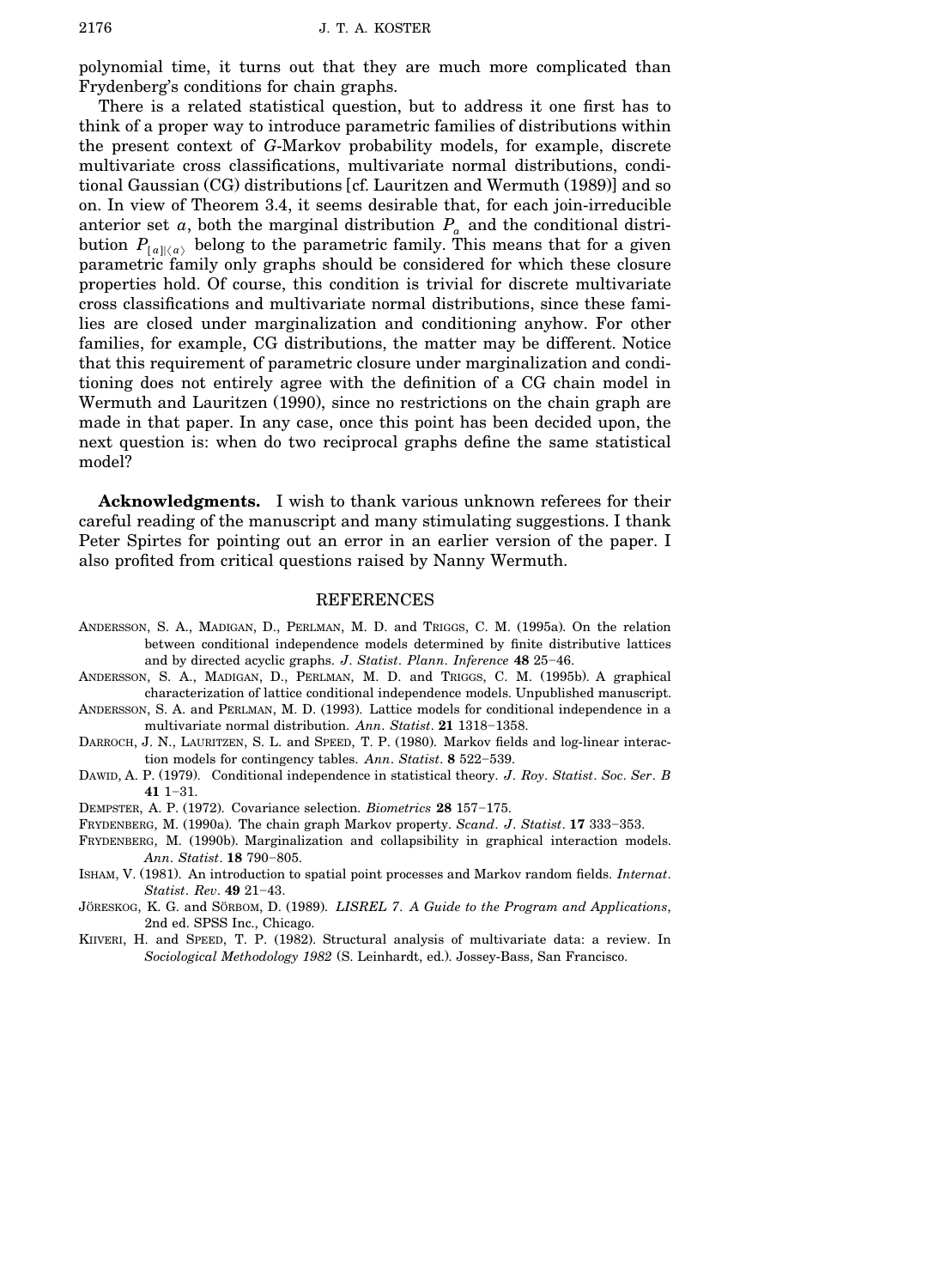polynomial time, it turns out that they are much more complicated than Frydenberg's conditions for chain graphs.

There is a related statistical question, but to address it one first has to think of a proper way to introduce parametric families of distributions within the present context of *G*-Markov probability models, for example, discrete multivariate cross classifications, multivariate normal distributions, conditional Gaussian (CG) distributions [cf. Lauritzen and Wermuth (1989)] and so on. In view of Theorem 3.4, it seems desirable that, for each join-irreducible anterior set $a$, both the marginal distribution $P_a$ and the conditional distribution $P_{[a]|\langle a\rangle}$ belong to the parametric family. This means that for a given parametric family only graphs should be considered for which these closure properties hold. Of course, this condition is trivial for discrete multivariate cross classifications and multivariate normal distributions, since these families are closed under marginalization and conditioning anyhow. For other families, for example, CG distributions, the matter may be different. Notice that this requirement of parametric closure under marginalization and conditioning does not entirely agree with the definition of a CG chain model in Wermuth and Lauritzen (1990), since no restrictions on the chain graph are made in that paper. In any case, once this point has been decided upon, the next question is: when do two reciprocal graphs define the same statistical model?

**Acknowledgments.** I wish to thank various unknown referees for their careful reading of the manuscript and many stimulating suggestions. I thank Peter Spirtes for pointing out an error in an earlier version of the paper. I also profited from critical questions raised by Nanny Wermuth.

## REFERENCES

ANDERSSON, S. A., MADIGAN, D., PERLMAN, M. D. and TRIGGS, C. M. (1995a). On the relation between conditional independence models determined by finite distributive lattices and by directed acyclic graphs. *J. Statist. Plann. Inference* **48** 25–46.

ANDERSSON, S. A., MADIGAN, D., PERLMAN, M. D. and TRIGGS, C. M. (1995b). A graphical characterization of lattice conditional independence models. Unpublished manuscript.

ANDERSSON, S. A. and PERLMAN, M. D. (1993). Lattice models for conditional independence in a multivariate normal distribution. *Ann. Statist.* **21** 1318–1358.

DARROCH, J. N., LAURITZEN, S. L. and SPEED, T. P. (1980). Markov fields and log-linear interaction models for contingency tables. *Ann. Statist.* **8** 522–539.

DAWID, A. P. (1979). Conditional independence in statistical theory. *J. Roy. Statist. Soc. Ser. B* **41** 1–31.

DEMPSTER, A. P. (1972). Covariance selection. *Biometrics* **28** 157–175.

FRYDENBERG, M. (1990a). The chain graph Markov property. *Scand. J. Statist.* **17** 333–353.

FRYDENBERG, M. (1990b). Marginalization and collapsibility in graphical interaction models. *Ann. Statist.* **18** 790–805.

ISHAM, V. (1981). An introduction to spatial point processes and Markov random fields. *Internat. Statist. Rev.* **49** 21–43.

JÖRESKOG, K. G. and SÖRBOM, D. (1989). *LISREL 7. A Guide to the Program and Applications*, 2nd ed. SPSS Inc., Chicago.

KIIVERI, H. and SPEED, T. P. (1982). Structural analysis of multivariate data: a review. In *Sociological Methodology 1982* (S. Leinhardt, ed.). Jossey-Bass, San Francisco.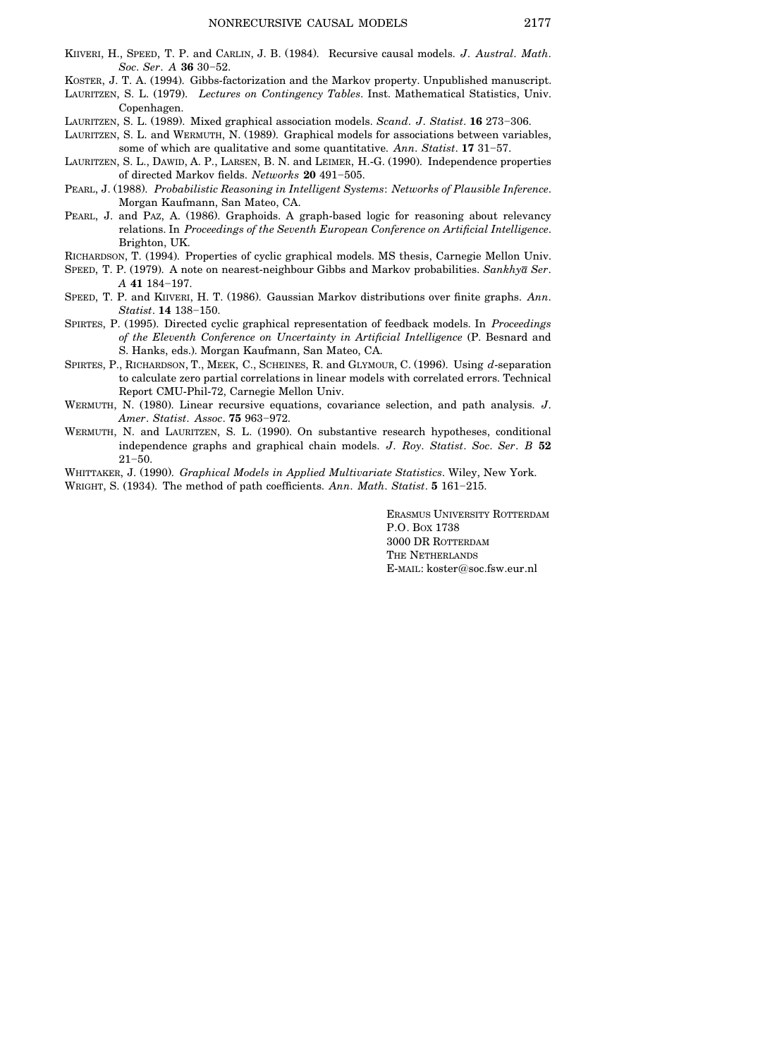KIIVERI, H., SPEED, T. P. and CARLIN, J. B. (1984). Recursive causal models. *J. Austral. Math. Soc. Ser. A* **36** 30–52.

KOSTER, J. T. A. (1994). Gibbs-factorization and the Markov property. Unpublished manuscript.

LAURITZEN, S. L. (1979). *Lectures on Contingency Tables*. Inst. Mathematical Statistics, Univ. Copenhagen.

LAURITZEN, S. L. (1989). Mixed graphical association models. *Scand. J. Statist.* **16** 273–306.

LAURITZEN, S. L. and WERMUTH, N. (1989). Graphical models for associations between variables, some of which are qualitative and some quantitative. *Ann. Statist.* **17** 31–57.

LAURITZEN, S. L., DAWID, A. P., LARSEN, B. N. and LEIMER, H.-G. (1990). Independence properties of directed Markov fields. *Networks* **20** 491–505.

PEARL, J. (1988). *Probabilistic Reasoning in Intelligent Systems: Networks of Plausible Inference*. Morgan Kaufmann, San Mateo, CA.

PEARL, J. and PAZ, A. (1986). Graphoids. A graph-based logic for reasoning about relevancy relations. In *Proceedings of the Seventh European Conference on Artificial Intelligence*. Brighton, UK.

RICHARDSON, T. (1994). Properties of cyclic graphical models. MS thesis, Carnegie Mellon Univ.

SPEED, T. P. (1979). A note on nearest-neighbour Gibbs and Markov probabilities. *Sankhyā Ser. A* **41** 184–197.

SPEED, T. P. and KIIVERI, H. T. (1986). Gaussian Markov distributions over finite graphs. *Ann. Statist.* **14** 138–150.

SPIRTES, P. (1995). Directed cyclic graphical representation of feedback models. In *Proceedings of the Eleventh Conference on Uncertainty in Artificial Intelligence* (P. Besnard and S. Hanks, eds.). Morgan Kaufmann, San Mateo, CA.

SPIRTES, P., RICHARDSON, T., MEEK, C., SCHEINES, R. and GLYMOUR, C. (1996). Using *d*-separation to calculate zero partial correlations in linear models with correlated errors. Technical Report CMU-Phil-72, Carnegie Mellon Univ.

WERMUTH, N. (1980). Linear recursive equations, covariance selection, and path analysis. *J. Amer. Statist. Assoc.* **75** 963–972.

WERMUTH, N. and LAURITZEN, S. L. (1990). On substantive research hypotheses, conditional independence graphs and graphical chain models. *J. Roy. Statist. Soc. Ser. B* **52** 21–50.

WHITTAKER, J. (1990). *Graphical Models in Applied Multivariate Statistics*. Wiley, New York.

WRIGHT, S. (1934). The method of path coefficients. *Ann. Math. Statist.* **5** 161–215.

ERASMUS UNIVERSITY ROTTERDAM
P.O. BOX 1738
3000 DR ROTTERDAM
THE NETHERLANDS
E-MAIL: koster@soc.fsw.eur.nl